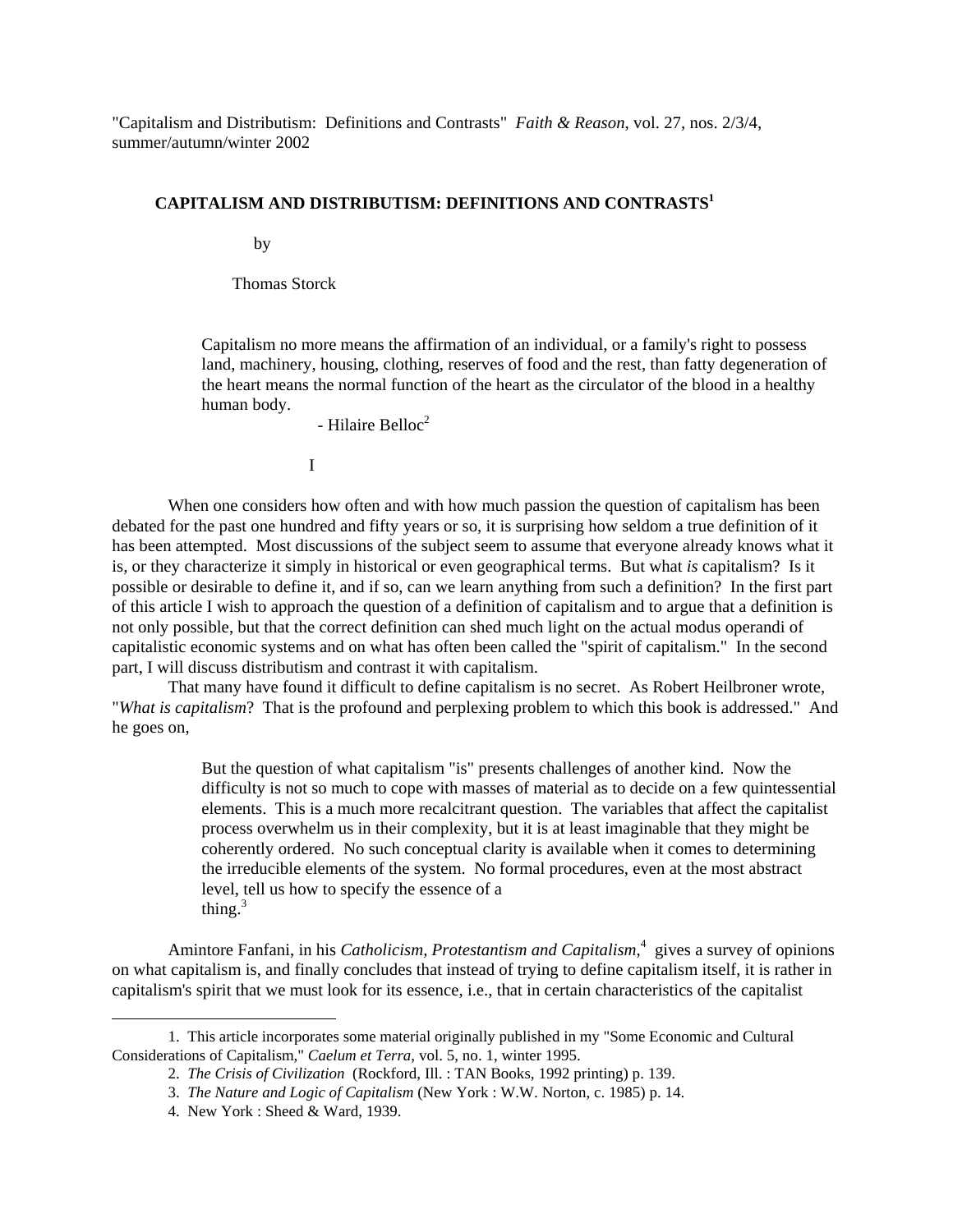"Capitalism and Distributism: Definitions and Contrasts" *Faith & Reason*, vol. 27, nos. 2/3/4, summer/autumn/winter 2002

## CAPITALISM AND DISTRIBUTISM: DEFINITIONS AND CONTRASTS[1]

by

Thomas Storck

> Capitalism no more means the affirmation of an individual, or a family's right to possess land, machinery, housing, clothing, reserves of food and the rest, than fatty degeneration of the heart means the normal function of the heart as the circulator of the blood in a healthy human body.
>
> - Hilaire Belloc[2]

### I

When one considers how often and with how much passion the question of capitalism has been debated for the past one hundred and fifty years or so, it is surprising how seldom a true definition of it has been attempted. Most discussions of the subject seem to assume that everyone already knows what it is, or they characterize it simply in historical or even geographical terms. But what *is* capitalism? Is it possible or desirable to define it, and if so, can we learn anything from such a definition? In the first part of this article I wish to approach the question of a definition of capitalism and to argue that a definition is not only possible, but that the correct definition can shed much light on the actual modus operandi of capitalistic economic systems and on what has often been called the "spirit of capitalism." In the second part, I will discuss distributism and contrast it with capitalism.

That many have found it difficult to define capitalism is no secret. As Robert Heilbroner wrote, "*What is capitalism*? That is the profound and perplexing problem to which this book is addressed." And he goes on,

> But the question of what capitalism "is" presents challenges of another kind. Now the difficulty is not so much to cope with masses of material as to decide on a few quintessential elements. This is a much more recalcitrant question. The variables that affect the capitalist process overwhelm us in their complexity, but it is at least imaginable that they might be coherently ordered. No such conceptual clarity is available when it comes to determining the irreducible elements of the system. No formal procedures, even at the most abstract level, tell us how to specify the essence of a thing.[3]

Amintore Fanfani, in his *Catholicism, Protestantism and Capitalism*,[4] gives a survey of opinions on what capitalism is, and finally concludes that instead of trying to define capitalism itself, it is rather in capitalism's spirit that we must look for its essence, i.e., that in certain characteristics of the capitalist

---

1. This article incorporates some material originally published in my "Some Economic and Cultural Considerations of Capitalism," *Caelum et Terra*, vol. 5, no. 1, winter 1995.

2. *The Crisis of Civilization* (Rockford, Ill. : TAN Books, 1992 printing) p. 139.

3. *The Nature and Logic of Capitalism* (New York : W.W. Norton, c. 1985) p. 14.

4. New York : Sheed & Ward, 1939.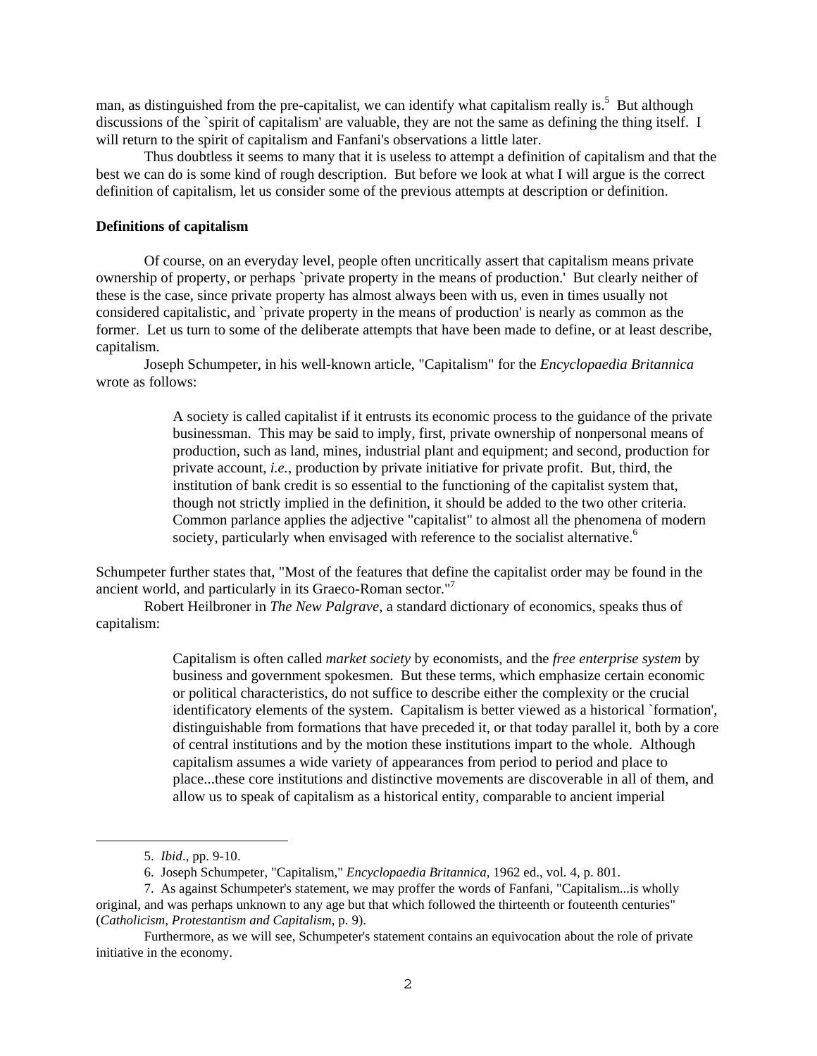man, as distinguished from the pre-capitalist, we can identify what capitalism really is.[5] But although discussions of the `spirit of capitalism' are valuable, they are not the same as defining the thing itself. I will return to the spirit of capitalism and Fanfani's observations a little later.

Thus doubtless it seems to many that it is useless to attempt a definition of capitalism and that the best we can do is some kind of rough description. But before we look at what I will argue is the correct definition of capitalism, let us consider some of the previous attempts at description or definition.

**Definitions of capitalism**

Of course, on an everyday level, people often uncritically assert that capitalism means private ownership of property, or perhaps `private property in the means of production.' But clearly neither of these is the case, since private property has almost always been with us, even in times usually not considered capitalistic, and `private property in the means of production' is nearly as common as the former. Let us turn to some of the deliberate attempts that have been made to define, or at least describe, capitalism.

Joseph Schumpeter, in his well-known article, "Capitalism" for the *Encyclopaedia Britannica* wrote as follows:

> A society is called capitalist if it entrusts its economic process to the guidance of the private businessman. This may be said to imply, first, private ownership of nonpersonal means of production, such as land, mines, industrial plant and equipment; and second, production for private account, *i.e.*, production by private initiative for private profit. But, third, the institution of bank credit is so essential to the functioning of the capitalist system that, though not strictly implied in the definition, it should be added to the two other criteria. Common parlance applies the adjective "capitalist" to almost all the phenomena of modern society, particularly when envisaged with reference to the socialist alternative.[6]

Schumpeter further states that, "Most of the features that define the capitalist order may be found in the ancient world, and particularly in its Graeco-Roman sector."[7]

Robert Heilbroner in *The New Palgrave*, a standard dictionary of economics, speaks thus of capitalism:

> Capitalism is often called *market society* by economists, and the *free enterprise system* by business and government spokesmen. But these terms, which emphasize certain economic or political characteristics, do not suffice to describe either the complexity or the crucial identificatory elements of the system. Capitalism is better viewed as a historical `formation', distinguishable from formations that have preceded it, or that today parallel it, both by a core of central institutions and by the motion these institutions impart to the whole. Although capitalism assumes a wide variety of appearances from period to period and place to place...these core institutions and distinctive movements are discoverable in all of them, and allow us to speak of capitalism as a historical entity, comparable to ancient imperial

---

5. *Ibid*., pp. 9-10.

6. Joseph Schumpeter, "Capitalism," *Encyclopaedia Britannica*, 1962 ed., vol. 4, p. 801.

7. As against Schumpeter's statement, we may proffer the words of Fanfani, "Capitalism...is wholly original, and was perhaps unknown to any age but that which followed the thirteenth or fouteenth centuries" (*Catholicism, Protestantism and Capitalism*, p. 9).

Furthermore, as we will see, Schumpeter's statement contains an equivocation about the role of private initiative in the economy.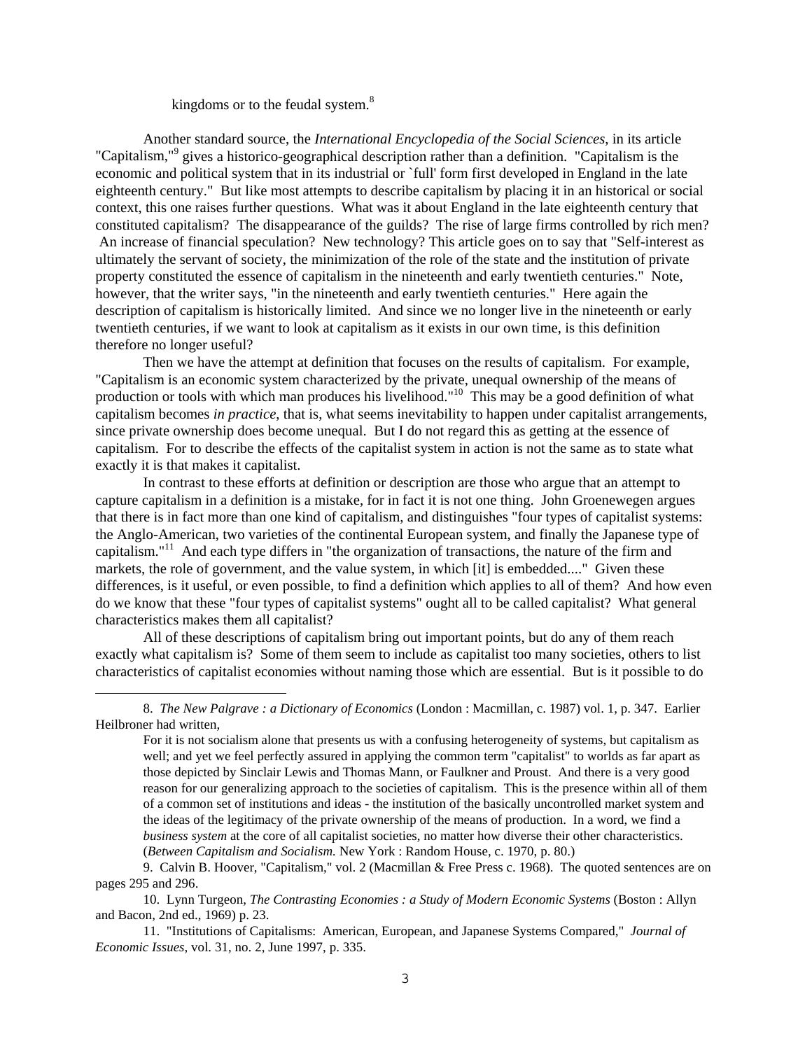kingdoms or to the feudal system.[8]

Another standard source, the *International Encyclopedia of the Social Sciences*, in its article "Capitalism,"[9] gives a historico-geographical description rather than a definition. "Capitalism is the economic and political system that in its industrial or `full' form first developed in England in the late eighteenth century." But like most attempts to describe capitalism by placing it in an historical or social context, this one raises further questions. What was it about England in the late eighteenth century that constituted capitalism? The disappearance of the guilds? The rise of large firms controlled by rich men? An increase of financial speculation? New technology? This article goes on to say that "Self-interest as ultimately the servant of society, the minimization of the role of the state and the institution of private property constituted the essence of capitalism in the nineteenth and early twentieth centuries." Note, however, that the writer says, "in the nineteenth and early twentieth centuries." Here again the description of capitalism is historically limited. And since we no longer live in the nineteenth or early twentieth centuries, if we want to look at capitalism as it exists in our own time, is this definition therefore no longer useful?

Then we have the attempt at definition that focuses on the results of capitalism. For example, "Capitalism is an economic system characterized by the private, unequal ownership of the means of production or tools with which man produces his livelihood."[10] This may be a good definition of what capitalism becomes *in practice*, that is, what seems inevitability to happen under capitalist arrangements, since private ownership does become unequal. But I do not regard this as getting at the essence of capitalism. For to describe the effects of the capitalist system in action is not the same as to state what exactly it is that makes it capitalist.

In contrast to these efforts at definition or description are those who argue that an attempt to capture capitalism in a definition is a mistake, for in fact it is not one thing. John Groenewegen argues that there is in fact more than one kind of capitalism, and distinguishes "four types of capitalist systems: the Anglo-American, two varieties of the continental European system, and finally the Japanese type of capitalism."[11] And each type differs in "the organization of transactions, the nature of the firm and markets, the role of government, and the value system, in which [it] is embedded...." Given these differences, is it useful, or even possible, to find a definition which applies to all of them? And how even do we know that these "four types of capitalist systems" ought all to be called capitalist? What general characteristics makes them all capitalist?

All of these descriptions of capitalism bring out important points, but do any of them reach exactly what capitalism is? Some of them seem to include as capitalist too many societies, others to list characteristics of capitalist economies without naming those which are essential. But is it possible to do

---

8. *The New Palgrave : a Dictionary of Economics* (London : Macmillan, c. 1987) vol. 1, p. 347. Earlier Heilbroner had written,

> For it is not socialism alone that presents us with a confusing heterogeneity of systems, but capitalism as well; and yet we feel perfectly assured in applying the common term "capitalist" to worlds as far apart as those depicted by Sinclair Lewis and Thomas Mann, or Faulkner and Proust. And there is a very good reason for our generalizing approach to the societies of capitalism. This is the presence within all of them of a common set of institutions and ideas - the institution of the basically uncontrolled market system and the ideas of the legitimacy of the private ownership of the means of production. In a word, we find a *business system* at the core of all capitalist societies, no matter how diverse their other characteristics. (*Between Capitalism and Socialism.* New York : Random House, c. 1970, p. 80.)

9. Calvin B. Hoover, "Capitalism," vol. 2 (Macmillan & Free Press c. 1968). The quoted sentences are on pages 295 and 296.

10. Lynn Turgeon, *The Contrasting Economies : a Study of Modern Economic Systems* (Boston : Allyn and Bacon, 2nd ed., 1969) p. 23.

11. "Institutions of Capitalisms: American, European, and Japanese Systems Compared," *Journal of Economic Issues*, vol. 31, no. 2, June 1997, p. 335.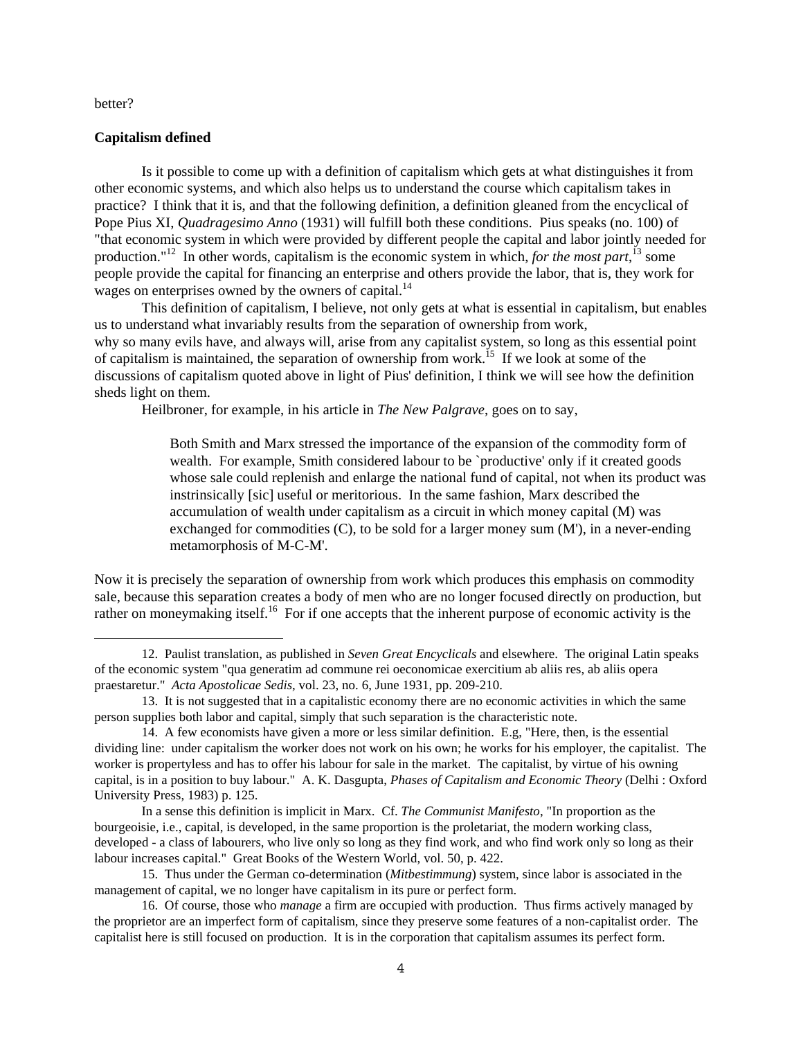better?

## Capitalism defined

Is it possible to come up with a definition of capitalism which gets at what distinguishes it from other economic systems, and which also helps us to understand the course which capitalism takes in practice? I think that it is, and that the following definition, a definition gleaned from the encyclical of Pope Pius XI, *Quadragesimo Anno* (1931) will fulfill both these conditions. Pius speaks (no. 100) of "that economic system in which were provided by different people the capital and labor jointly needed for production."[12] In other words, capitalism is the economic system in which, *for the most part*,[13] some people provide the capital for financing an enterprise and others provide the labor, that is, they work for wages on enterprises owned by the owners of capital.[14]

This definition of capitalism, I believe, not only gets at what is essential in capitalism, but enables us to understand what invariably results from the separation of ownership from work, why so many evils have, and always will, arise from any capitalist system, so long as this essential point of capitalism is maintained, the separation of ownership from work.[15] If we look at some of the discussions of capitalism quoted above in light of Pius' definition, I think we will see how the definition sheds light on them.

Heilbroner, for example, in his article in *The New Palgrave*, goes on to say,

> Both Smith and Marx stressed the importance of the expansion of the commodity form of wealth. For example, Smith considered labour to be `productive' only if it created goods whose sale could replenish and enlarge the national fund of capital, not when its product was instrinsically [sic] useful or meritorious. In the same fashion, Marx described the accumulation of wealth under capitalism as a circuit in which money capital (M) was exchanged for commodities (C), to be sold for a larger money sum (M'), in a never-ending metamorphosis of M-C-M'.

Now it is precisely the separation of ownership from work which produces this emphasis on commodity sale, because this separation creates a body of men who are no longer focused directly on production, but rather on moneymaking itself.[16] For if one accepts that the inherent purpose of economic activity is the

---

12. Paulist translation, as published in *Seven Great Encyclicals* and elsewhere. The original Latin speaks of the economic system "qua generatim ad commune rei oeconomicae exercitium ab aliis res, ab aliis opera praestaretur." *Acta Apostolicae Sedis*, vol. 23, no. 6, June 1931, pp. 209-210.

13. It is not suggested that in a capitalistic economy there are no economic activities in which the same person supplies both labor and capital, simply that such separation is the characteristic note.

14. A few economists have given a more or less similar definition. E.g, "Here, then, is the essential dividing line: under capitalism the worker does not work on his own; he works for his employer, the capitalist. The worker is propertyless and has to offer his labour for sale in the market. The capitalist, by virtue of his owning capital, is in a position to buy labour." A. K. Dasgupta, *Phases of Capitalism and Economic Theory* (Delhi : Oxford University Press, 1983) p. 125.

In a sense this definition is implicit in Marx. Cf. *The Communist Manifesto*, "In proportion as the bourgeoisie, i.e., capital, is developed, in the same proportion is the proletariat, the modern working class, developed - a class of labourers, who live only so long as they find work, and who find work only so long as their labour increases capital." Great Books of the Western World, vol. 50, p. 422.

15. Thus under the German co-determination (*Mitbestimmung*) system, since labor is associated in the management of capital, we no longer have capitalism in its pure or perfect form.

16. Of course, those who *manage* a firm are occupied with production. Thus firms actively managed by the proprietor are an imperfect form of capitalism, since they preserve some features of a non-capitalist order. The capitalist here is still focused on production. It is in the corporation that capitalism assumes its perfect form.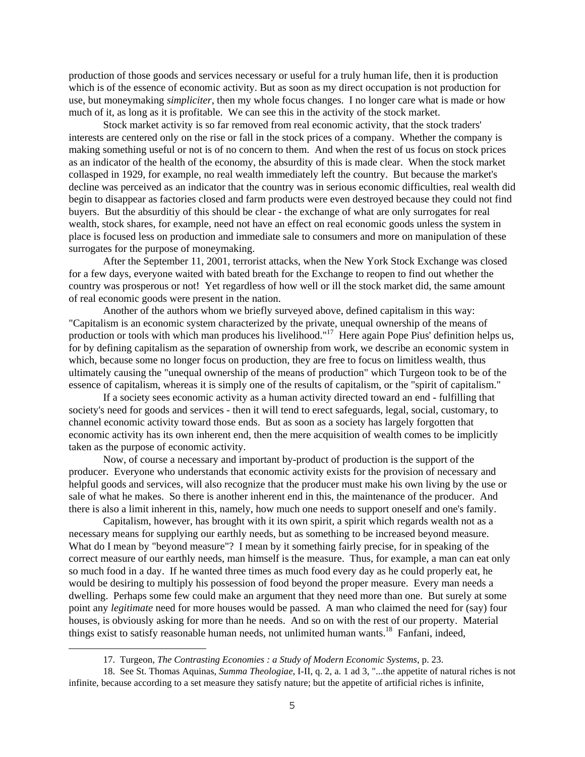production of those goods and services necessary or useful for a truly human life, then it is production which is of the essence of economic activity. But as soon as my direct occupation is not production for use, but moneymaking *simpliciter*, then my whole focus changes. I no longer care what is made or how much of it, as long as it is profitable. We can see this in the activity of the stock market.

Stock market activity is so far removed from real economic activity, that the stock traders' interests are centered only on the rise or fall in the stock prices of a company. Whether the company is making something useful or not is of no concern to them. And when the rest of us focus on stock prices as an indicator of the health of the economy, the absurdity of this is made clear. When the stock market collasped in 1929, for example, no real wealth immediately left the country. But because the market's decline was perceived as an indicator that the country was in serious economic difficulties, real wealth did begin to disappear as factories closed and farm products were even destroyed because they could not find buyers. But the absurditiy of this should be clear - the exchange of what are only surrogates for real wealth, stock shares, for example, need not have an effect on real economic goods unless the system in place is focused less on production and immediate sale to consumers and more on manipulation of these surrogates for the purpose of moneymaking.

After the September 11, 2001, terrorist attacks, when the New York Stock Exchange was closed for a few days, everyone waited with bated breath for the Exchange to reopen to find out whether the country was prosperous or not! Yet regardless of how well or ill the stock market did, the same amount of real economic goods were present in the nation.

Another of the authors whom we briefly surveyed above, defined capitalism in this way: "Capitalism is an economic system characterized by the private, unequal ownership of the means of production or tools with which man produces his livelihood."[17] Here again Pope Pius' definition helps us, for by defining capitalism as the separation of ownership from work, we describe an economic system in which, because some no longer focus on production, they are free to focus on limitless wealth, thus ultimately causing the "unequal ownership of the means of production" which Turgeon took to be of the essence of capitalism, whereas it is simply one of the results of capitalism, or the "spirit of capitalism."

If a society sees economic activity as a human activity directed toward an end - fulfilling that society's need for goods and services - then it will tend to erect safeguards, legal, social, customary, to channel economic activity toward those ends. But as soon as a society has largely forgotten that economic activity has its own inherent end, then the mere acquisition of wealth comes to be implicitly taken as the purpose of economic activity.

Now, of course a necessary and important by-product of production is the support of the producer. Everyone who understands that economic activity exists for the provision of necessary and helpful goods and services, will also recognize that the producer must make his own living by the use or sale of what he makes. So there is another inherent end in this, the maintenance of the producer. And there is also a limit inherent in this, namely, how much one needs to support oneself and one's family.

Capitalism, however, has brought with it its own spirit, a spirit which regards wealth not as a necessary means for supplying our earthly needs, but as something to be increased beyond measure. What do I mean by "beyond measure"? I mean by it something fairly precise, for in speaking of the correct measure of our earthly needs, man himself is the measure. Thus, for example, a man can eat only so much food in a day. If he wanted three times as much food every day as he could properly eat, he would be desiring to multiply his possession of food beyond the proper measure. Every man needs a dwelling. Perhaps some few could make an argument that they need more than one. But surely at some point any *legitimate* need for more houses would be passed. A man who claimed the need for (say) four houses, is obviously asking for more than he needs. And so on with the rest of our property. Material things exist to satisfy reasonable human needs, not unlimited human wants.[18] Fanfani, indeed,

---

17. Turgeon, *The Contrasting Economies : a Study of Modern Economic Systems*, p. 23.

18. See St. Thomas Aquinas, *Summa Theologiae*, I-II, q. 2, a. 1 ad 3, "...the appetite of natural riches is not infinite, because according to a set measure they satisfy nature; but the appetite of artificial riches is infinite,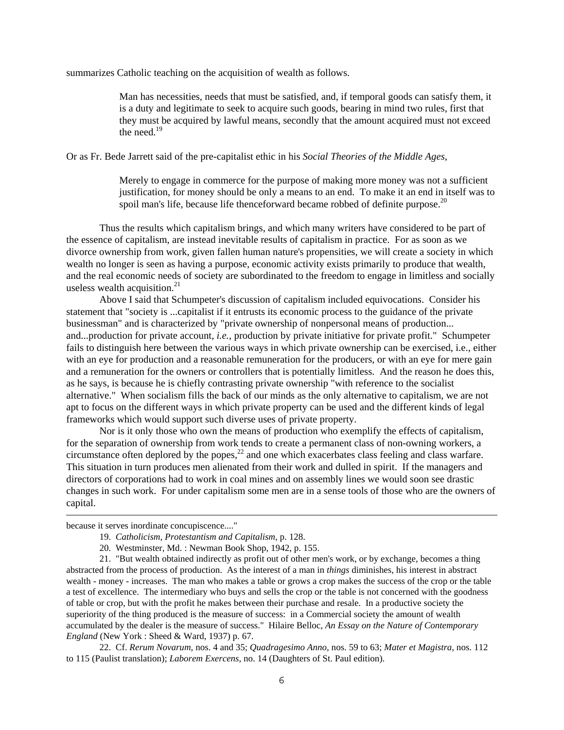summarizes Catholic teaching on the acquisition of wealth as follows.

> Man has necessities, needs that must be satisfied, and, if temporal goods can satisfy them, it is a duty and legitimate to seek to acquire such goods, bearing in mind two rules, first that they must be acquired by lawful means, secondly that the amount acquired must not exceed the need.[19]

Or as Fr. Bede Jarrett said of the pre-capitalist ethic in his *Social Theories of the Middle Ages*,

> Merely to engage in commerce for the purpose of making more money was not a sufficient justification, for money should be only a means to an end. To make it an end in itself was to spoil man's life, because life thenceforward became robbed of definite purpose.[20]

Thus the results which capitalism brings, and which many writers have considered to be part of the essence of capitalism, are instead inevitable results of capitalism in practice. For as soon as we divorce ownership from work, given fallen human nature's propensities, we will create a society in which wealth no longer is seen as having a purpose, economic activity exists primarily to produce that wealth, and the real economic needs of society are subordinated to the freedom to engage in limitless and socially useless wealth acquisition.[21]

Above I said that Schumpeter's discussion of capitalism included equivocations. Consider his statement that "society is ...capitalist if it entrusts its economic process to the guidance of the private businessman" and is characterized by "private ownership of nonpersonal means of production... and...production for private account, *i.e.*, production by private initiative for private profit." Schumpeter fails to distinguish here between the various ways in which private ownership can be exercised, i.e., either with an eye for production and a reasonable remuneration for the producers, or with an eye for mere gain and a remuneration for the owners or controllers that is potentially limitless. And the reason he does this, as he says, is because he is chiefly contrasting private ownership "with reference to the socialist alternative." When socialism fills the back of our minds as the only alternative to capitalism, we are not apt to focus on the different ways in which private property can be used and the different kinds of legal frameworks which would support such diverse uses of private property.

Nor is it only those who own the means of production who exemplify the effects of capitalism, for the separation of ownership from work tends to create a permanent class of non-owning workers, a circumstance often deplored by the popes,[22] and one which exacerbates class feeling and class warfare. This situation in turn produces men alienated from their work and dulled in spirit. If the managers and directors of corporations had to work in coal mines and on assembly lines we would soon see drastic changes in such work. For under capitalism some men are in a sense tools of those who are the owners of capital.

---

because it serves inordinate concupiscence...."

19. *Catholicism, Protestantism and Capitalism*, p. 128.

20. Westminster, Md. : Newman Book Shop, 1942, p. 155.

21. "But wealth obtained indirectly as profit out of other men's work, or by exchange, becomes a thing abstracted from the process of production. As the interest of a man in *things* diminishes, his interest in abstract wealth - money - increases. The man who makes a table or grows a crop makes the success of the crop or the table a test of excellence. The intermediary who buys and sells the crop or the table is not concerned with the goodness of table or crop, but with the profit he makes between their purchase and resale. In a productive society the superiority of the thing produced is the measure of success: in a Commercial society the amount of wealth accumulated by the dealer is the measure of success." Hilaire Belloc, *An Essay on the Nature of Contemporary England* (New York : Sheed & Ward, 1937) p. 67.

22. Cf. *Rerum Novarum*, nos. 4 and 35; *Quadragesimo Anno*, nos. 59 to 63; *Mater et Magistra*, nos. 112 to 115 (Paulist translation); *Laborem Exercens*, no. 14 (Daughters of St. Paul edition).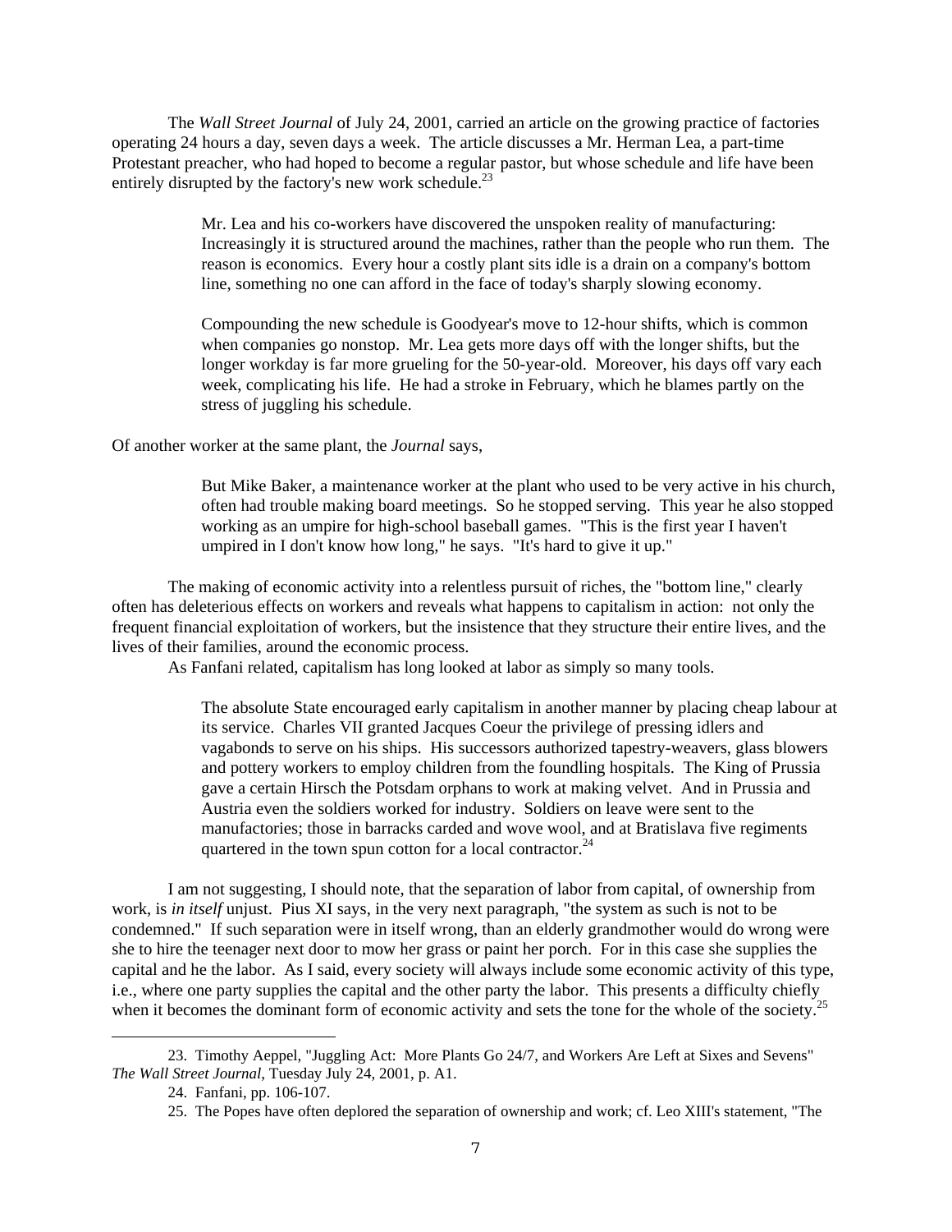The *Wall Street Journal* of July 24, 2001, carried an article on the growing practice of factories operating 24 hours a day, seven days a week. The article discusses a Mr. Herman Lea, a part-time Protestant preacher, who had hoped to become a regular pastor, but whose schedule and life have been entirely disrupted by the factory's new work schedule.[23]

> Mr. Lea and his co-workers have discovered the unspoken reality of manufacturing: Increasingly it is structured around the machines, rather than the people who run them. The reason is economics. Every hour a costly plant sits idle is a drain on a company's bottom line, something no one can afford in the face of today's sharply slowing economy.
>
> Compounding the new schedule is Goodyear's move to 12-hour shifts, which is common when companies go nonstop. Mr. Lea gets more days off with the longer shifts, but the longer workday is far more grueling for the 50-year-old. Moreover, his days off vary each week, complicating his life. He had a stroke in February, which he blames partly on the stress of juggling his schedule.

Of another worker at the same plant, the *Journal* says,

> But Mike Baker, a maintenance worker at the plant who used to be very active in his church, often had trouble making board meetings. So he stopped serving. This year he also stopped working as an umpire for high-school baseball games. "This is the first year I haven't umpired in I don't know how long," he says. "It's hard to give it up."

The making of economic activity into a relentless pursuit of riches, the "bottom line," clearly often has deleterious effects on workers and reveals what happens to capitalism in action: not only the frequent financial exploitation of workers, but the insistence that they structure their entire lives, and the lives of their families, around the economic process.

As Fanfani related, capitalism has long looked at labor as simply so many tools.

> The absolute State encouraged early capitalism in another manner by placing cheap labour at its service. Charles VII granted Jacques Coeur the privilege of pressing idlers and vagabonds to serve on his ships. His successors authorized tapestry-weavers, glass blowers and pottery workers to employ children from the foundling hospitals. The King of Prussia gave a certain Hirsch the Potsdam orphans to work at making velvet. And in Prussia and Austria even the soldiers worked for industry. Soldiers on leave were sent to the manufactories; those in barracks carded and wove wool, and at Bratislava five regiments quartered in the town spun cotton for a local contractor.[24]

I am not suggesting, I should note, that the separation of labor from capital, of ownership from work, is *in itself* unjust. Pius XI says, in the very next paragraph, "the system as such is not to be condemned." If such separation were in itself wrong, than an elderly grandmother would do wrong were she to hire the teenager next door to mow her grass or paint her porch. For in this case she supplies the capital and he the labor. As I said, every society will always include some economic activity of this type, i.e., where one party supplies the capital and the other party the labor. This presents a difficulty chiefly when it becomes the dominant form of economic activity and sets the tone for the whole of the society.[25]

---

23. Timothy Aeppel, "Juggling Act: More Plants Go 24/7, and Workers Are Left at Sixes and Sevens" *The Wall Street Journal*, Tuesday July 24, 2001, p. A1.

24. Fanfani, pp. 106-107.

25. The Popes have often deplored the separation of ownership and work; cf. Leo XIII's statement, "The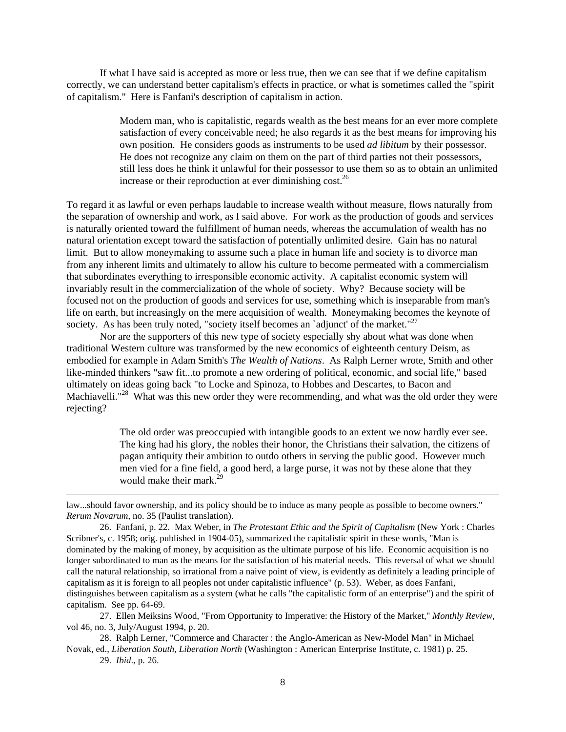If what I have said is accepted as more or less true, then we can see that if we define capitalism correctly, we can understand better capitalism's effects in practice, or what is sometimes called the "spirit of capitalism." Here is Fanfani's description of capitalism in action.

> Modern man, who is capitalistic, regards wealth as the best means for an ever more complete satisfaction of every conceivable need; he also regards it as the best means for improving his own position. He considers goods as instruments to be used *ad libitum* by their possessor. He does not recognize any claim on them on the part of third parties not their possessors, still less does he think it unlawful for their possessor to use them so as to obtain an unlimited increase or their reproduction at ever diminishing cost.[26]

To regard it as lawful or even perhaps laudable to increase wealth without measure, flows naturally from the separation of ownership and work, as I said above. For work as the production of goods and services is naturally oriented toward the fulfillment of human needs, whereas the accumulation of wealth has no natural orientation except toward the satisfaction of potentially unlimited desire. Gain has no natural limit. But to allow moneymaking to assume such a place in human life and society is to divorce man from any inherent limits and ultimately to allow his culture to become permeated with a commercialism that subordinates everything to irresponsible economic activity. A capitalist economic system will invariably result in the commercialization of the whole of society. Why? Because society will be focused not on the production of goods and services for use, something which is inseparable from man's life on earth, but increasingly on the mere acquisition of wealth. Moneymaking becomes the keynote of society. As has been truly noted, "society itself becomes an `adjunct' of the market."[27]

Nor are the supporters of this new type of society especially shy about what was done when traditional Western culture was transformed by the new economics of eighteenth century Deism, as embodied for example in Adam Smith's *The Wealth of Nations*. As Ralph Lerner wrote, Smith and other like-minded thinkers "saw fit...to promote a new ordering of political, economic, and social life," based ultimately on ideas going back "to Locke and Spinoza, to Hobbes and Descartes, to Bacon and Machiavelli."[28] What was this new order they were recommending, and what was the old order they were rejecting?

> The old order was preoccupied with intangible goods to an extent we now hardly ever see. The king had his glory, the nobles their honor, the Christians their salvation, the citizens of pagan antiquity their ambition to outdo others in serving the public good. However much men vied for a fine field, a good herd, a large purse, it was not by these alone that they would make their mark.[29]

---

law...should favor ownership, and its policy should be to induce as many people as possible to become owners." *Rerum Novarum*, no. 35 (Paulist translation).

26. Fanfani, p. 22. Max Weber, in *The Protestant Ethic and the Spirit of Capitalism* (New York : Charles Scribner's, c. 1958; orig. published in 1904-05), summarized the capitalistic spirit in these words, "Man is dominated by the making of money, by acquisition as the ultimate purpose of his life. Economic acquisition is no longer subordinated to man as the means for the satisfaction of his material needs. This reversal of what we should call the natural relationship, so irrational from a naive point of view, is evidently as definitely a leading principle of capitalism as it is foreign to all peoples not under capitalistic influence" (p. 53). Weber, as does Fanfani, distinguishes between capitalism as a system (what he calls "the capitalistic form of an enterprise") and the spirit of capitalism. See pp. 64-69.

27. Ellen Meiksins Wood, "From Opportunity to Imperative: the History of the Market," *Monthly Review*, vol 46, no. 3, July/August 1994, p. 20.

28. Ralph Lerner, "Commerce and Character : the Anglo-American as New-Model Man" in Michael Novak, ed., *Liberation South, Liberation North* (Washington : American Enterprise Institute, c. 1981) p. 25.

29. *Ibid*., p. 26.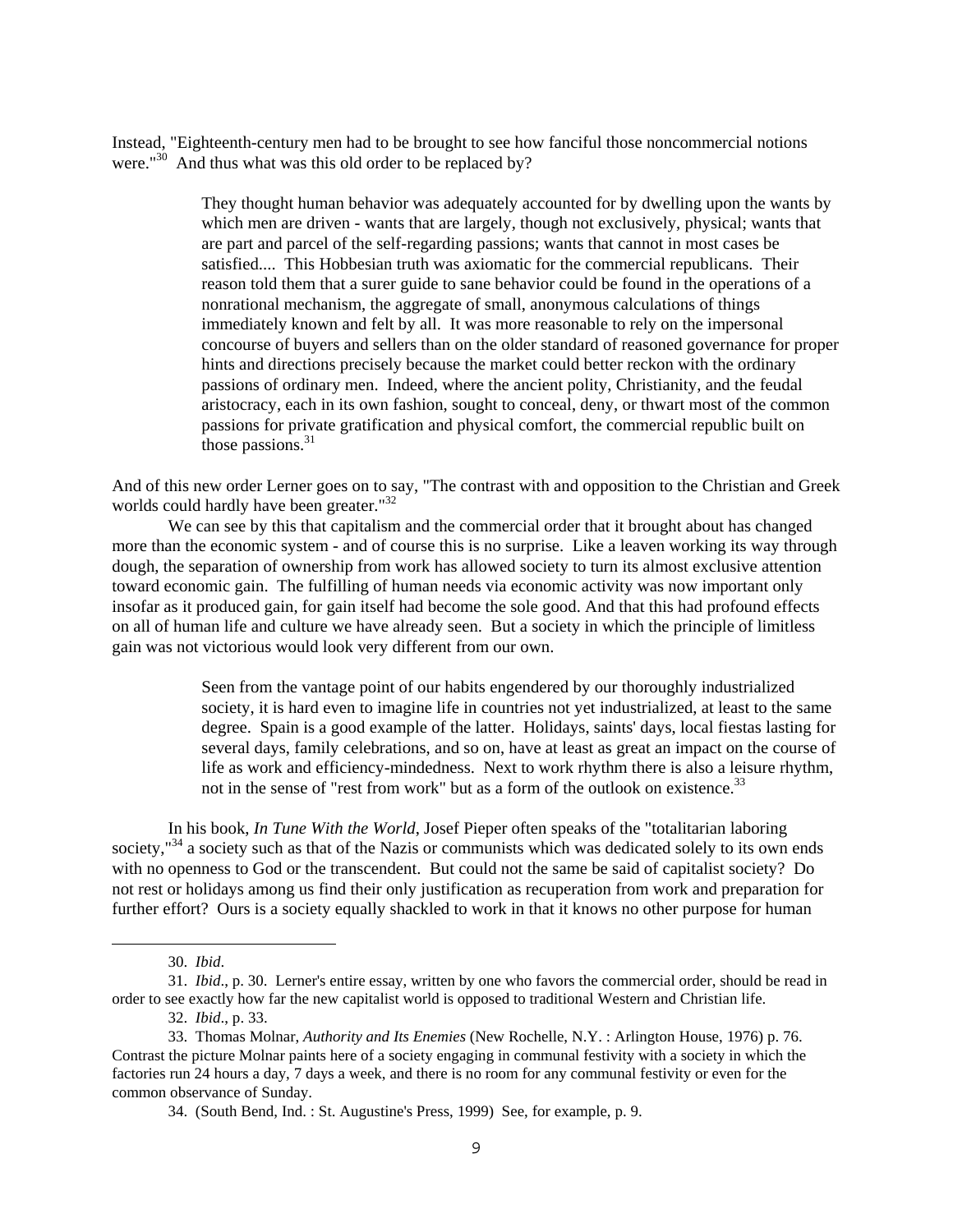Instead, "Eighteenth-century men had to be brought to see how fanciful those noncommercial notions were."[30] And thus what was this old order to be replaced by?

> They thought human behavior was adequately accounted for by dwelling upon the wants by which men are driven - wants that are largely, though not exclusively, physical; wants that are part and parcel of the self-regarding passions; wants that cannot in most cases be satisfied.... This Hobbesian truth was axiomatic for the commercial republicans. Their reason told them that a surer guide to sane behavior could be found in the operations of a nonrational mechanism, the aggregate of small, anonymous calculations of things immediately known and felt by all. It was more reasonable to rely on the impersonal concourse of buyers and sellers than on the older standard of reasoned governance for proper hints and directions precisely because the market could better reckon with the ordinary passions of ordinary men. Indeed, where the ancient polity, Christianity, and the feudal aristocracy, each in its own fashion, sought to conceal, deny, or thwart most of the common passions for private gratification and physical comfort, the commercial republic built on those passions.[31]

And of this new order Lerner goes on to say, "The contrast with and opposition to the Christian and Greek worlds could hardly have been greater."[32]

We can see by this that capitalism and the commercial order that it brought about has changed more than the economic system - and of course this is no surprise. Like a leaven working its way through dough, the separation of ownership from work has allowed society to turn its almost exclusive attention toward economic gain. The fulfilling of human needs via economic activity was now important only insofar as it produced gain, for gain itself had become the sole good. And that this had profound effects on all of human life and culture we have already seen. But a society in which the principle of limitless gain was not victorious would look very different from our own.

> Seen from the vantage point of our habits engendered by our thoroughly industrialized society, it is hard even to imagine life in countries not yet industrialized, at least to the same degree. Spain is a good example of the latter. Holidays, saints' days, local fiestas lasting for several days, family celebrations, and so on, have at least as great an impact on the course of life as work and efficiency-mindedness. Next to work rhythm there is also a leisure rhythm, not in the sense of "rest from work" but as a form of the outlook on existence.[33]

In his book, *In Tune With the World*, Josef Pieper often speaks of the "totalitarian laboring society,"[34] a society such as that of the Nazis or communists which was dedicated solely to its own ends with no openness to God or the transcendent. But could not the same be said of capitalist society? Do not rest or holidays among us find their only justification as recuperation from work and preparation for further effort? Ours is a society equally shackled to work in that it knows no other purpose for human

---

30. *Ibid*.

31. *Ibid*., p. 30. Lerner's entire essay, written by one who favors the commercial order, should be read in order to see exactly how far the new capitalist world is opposed to traditional Western and Christian life.

32. *Ibid*., p. 33.

33. Thomas Molnar, *Authority and Its Enemies* (New Rochelle, N.Y. : Arlington House, 1976) p. 76. Contrast the picture Molnar paints here of a society engaging in communal festivity with a society in which the factories run 24 hours a day, 7 days a week, and there is no room for any communal festivity or even for the common observance of Sunday.

34. (South Bend, Ind. : St. Augustine's Press, 1999) See, for example, p. 9.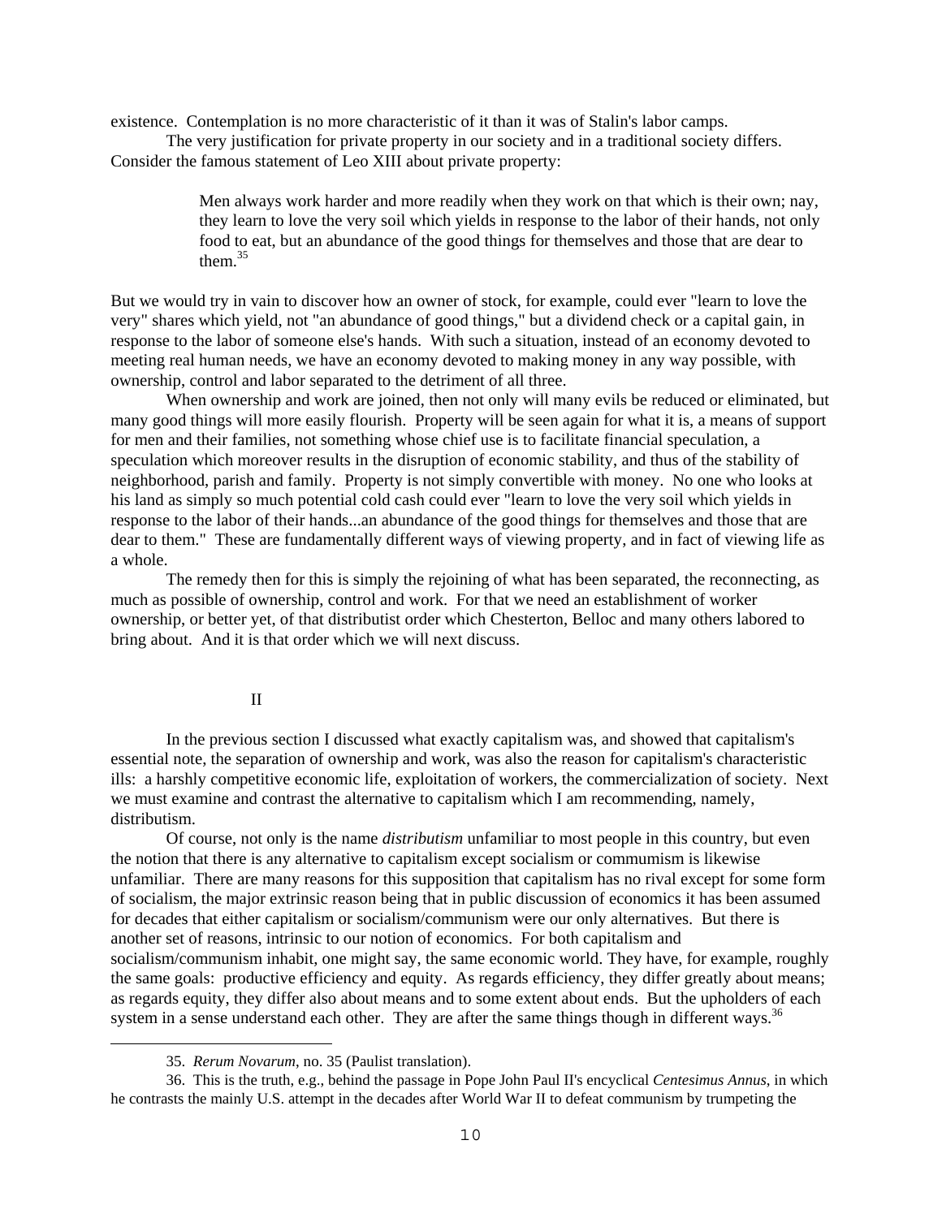existence. Contemplation is no more characteristic of it than it was of Stalin's labor camps.

The very justification for private property in our society and in a traditional society differs. Consider the famous statement of Leo XIII about private property:

> Men always work harder and more readily when they work on that which is their own; nay, they learn to love the very soil which yields in response to the labor of their hands, not only food to eat, but an abundance of the good things for themselves and those that are dear to them.[35]

But we would try in vain to discover how an owner of stock, for example, could ever "learn to love the very" shares which yield, not "an abundance of good things," but a dividend check or a capital gain, in response to the labor of someone else's hands. With such a situation, instead of an economy devoted to meeting real human needs, we have an economy devoted to making money in any way possible, with ownership, control and labor separated to the detriment of all three.

When ownership and work are joined, then not only will many evils be reduced or eliminated, but many good things will more easily flourish. Property will be seen again for what it is, a means of support for men and their families, not something whose chief use is to facilitate financial speculation, a speculation which moreover results in the disruption of economic stability, and thus of the stability of neighborhood, parish and family. Property is not simply convertible with money. No one who looks at his land as simply so much potential cold cash could ever "learn to love the very soil which yields in response to the labor of their hands...an abundance of the good things for themselves and those that are dear to them." These are fundamentally different ways of viewing property, and in fact of viewing life as a whole.

The remedy then for this is simply the rejoining of what has been separated, the reconnecting, as much as possible of ownership, control and work. For that we need an establishment of worker ownership, or better yet, of that distributist order which Chesterton, Belloc and many others labored to bring about. And it is that order which we will next discuss.

## II

In the previous section I discussed what exactly capitalism was, and showed that capitalism's essential note, the separation of ownership and work, was also the reason for capitalism's characteristic ills: a harshly competitive economic life, exploitation of workers, the commercialization of society. Next we must examine and contrast the alternative to capitalism which I am recommending, namely, distributism.

Of course, not only is the name *distributism* unfamiliar to most people in this country, but even the notion that there is any alternative to capitalism except socialism or commumism is likewise unfamiliar. There are many reasons for this supposition that capitalism has no rival except for some form of socialism, the major extrinsic reason being that in public discussion of economics it has been assumed for decades that either capitalism or socialism/communism were our only alternatives. But there is another set of reasons, intrinsic to our notion of economics. For both capitalism and socialism/communism inhabit, one might say, the same economic world. They have, for example, roughly the same goals: productive efficiency and equity. As regards efficiency, they differ greatly about means; as regards equity, they differ also about means and to some extent about ends. But the upholders of each system in a sense understand each other. They are after the same things though in different ways.[36]

---

35. *Rerum Novarum*, no. 35 (Paulist translation).

36. This is the truth, e.g., behind the passage in Pope John Paul II's encyclical *Centesimus Annus*, in which he contrasts the mainly U.S. attempt in the decades after World War II to defeat communism by trumpeting the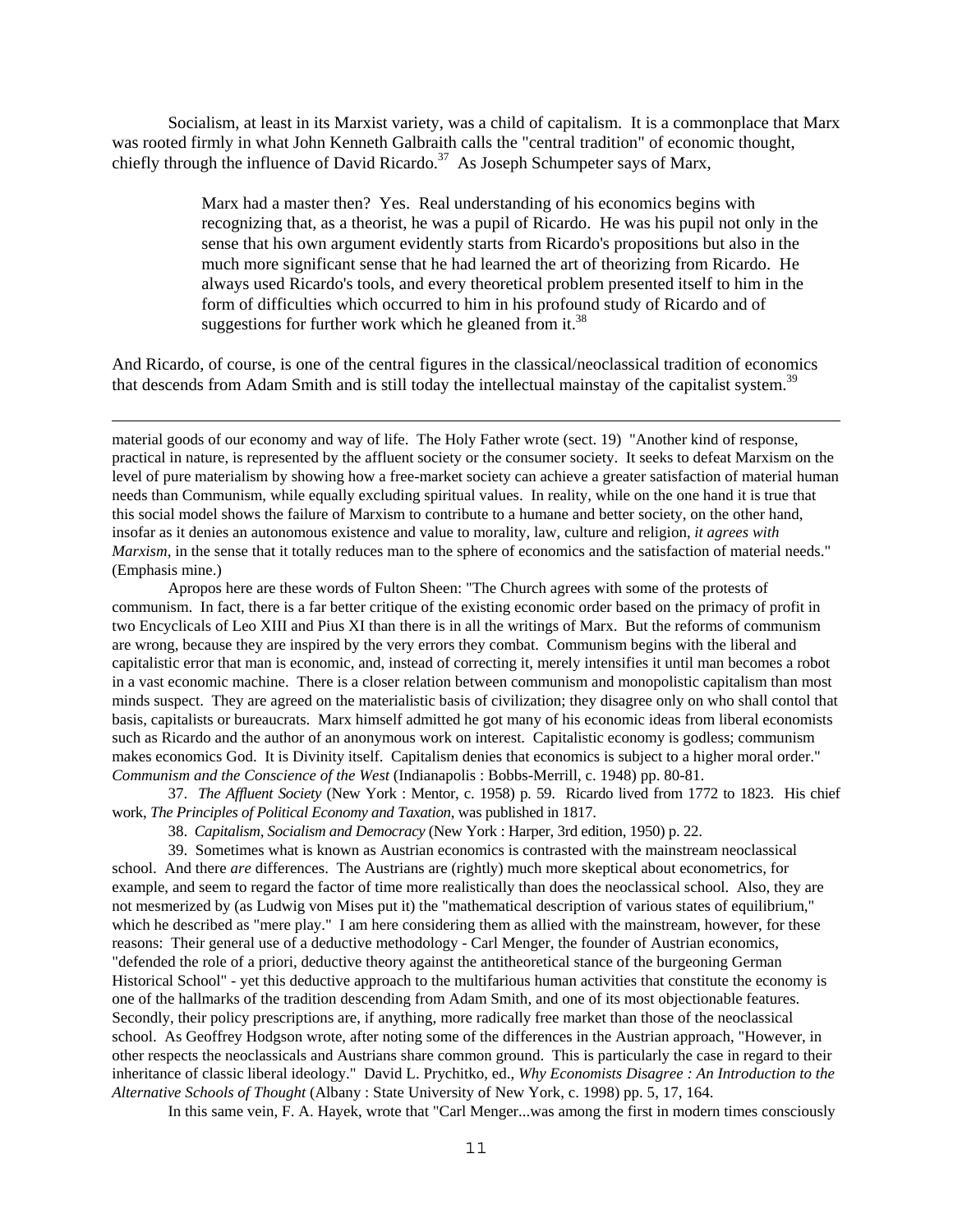Socialism, at least in its Marxist variety, was a child of capitalism. It is a commonplace that Marx was rooted firmly in what John Kenneth Galbraith calls the "central tradition" of economic thought, chiefly through the influence of David Ricardo.[37] As Joseph Schumpeter says of Marx,

> Marx had a master then? Yes. Real understanding of his economics begins with recognizing that, as a theorist, he was a pupil of Ricardo. He was his pupil not only in the sense that his own argument evidently starts from Ricardo's propositions but also in the much more significant sense that he had learned the art of theorizing from Ricardo. He always used Ricardo's tools, and every theoretical problem presented itself to him in the form of difficulties which occurred to him in his profound study of Ricardo and of suggestions for further work which he gleaned from it.[38]

And Ricardo, of course, is one of the central figures in the classical/neoclassical tradition of economics that descends from Adam Smith and is still today the intellectual mainstay of the capitalist system.[39]

---

material goods of our economy and way of life. The Holy Father wrote (sect. 19) "Another kind of response, practical in nature, is represented by the affluent society or the consumer society. It seeks to defeat Marxism on the level of pure materialism by showing how a free-market society can achieve a greater satisfaction of material human needs than Communism, while equally excluding spiritual values. In reality, while on the one hand it is true that this social model shows the failure of Marxism to contribute to a humane and better society, on the other hand, insofar as it denies an autonomous existence and value to morality, law, culture and religion, *it agrees with Marxism*, in the sense that it totally reduces man to the sphere of economics and the satisfaction of material needs." (Emphasis mine.)

Apropos here are these words of Fulton Sheen: "The Church agrees with some of the protests of communism. In fact, there is a far better critique of the existing economic order based on the primacy of profit in two Encyclicals of Leo XIII and Pius XI than there is in all the writings of Marx. But the reforms of communism are wrong, because they are inspired by the very errors they combat. Communism begins with the liberal and capitalistic error that man is economic, and, instead of correcting it, merely intensifies it until man becomes a robot in a vast economic machine. There is a closer relation between communism and monopolistic capitalism than most minds suspect. They are agreed on the materialistic basis of civilization; they disagree only on who shall contol that basis, capitalists or bureaucrats. Marx himself admitted he got many of his economic ideas from liberal economists such as Ricardo and the author of an anonymous work on interest. Capitalistic economy is godless; communism makes economics God. It is Divinity itself. Capitalism denies that economics is subject to a higher moral order." *Communism and the Conscience of the West* (Indianapolis : Bobbs-Merrill, c. 1948) pp. 80-81.

37. *The Affluent Society* (New York : Mentor, c. 1958) p. 59. Ricardo lived from 1772 to 1823. His chief work, *The Principles of Political Economy and Taxation*, was published in 1817.

38. *Capitalism, Socialism and Democracy* (New York : Harper, 3rd edition, 1950) p. 22.

39. Sometimes what is known as Austrian economics is contrasted with the mainstream neoclassical school. And there *are* differences. The Austrians are (rightly) much more skeptical about econometrics, for example, and seem to regard the factor of time more realistically than does the neoclassical school. Also, they are not mesmerized by (as Ludwig von Mises put it) the "mathematical description of various states of equilibrium," which he described as "mere play." I am here considering them as allied with the mainstream, however, for these reasons: Their general use of a deductive methodology - Carl Menger, the founder of Austrian economics, "defended the role of a priori, deductive theory against the antitheoretical stance of the burgeoning German Historical School" - yet this deductive approach to the multifarious human activities that constitute the economy is one of the hallmarks of the tradition descending from Adam Smith, and one of its most objectionable features. Secondly, their policy prescriptions are, if anything, more radically free market than those of the neoclassical school. As Geoffrey Hodgson wrote, after noting some of the differences in the Austrian approach, "However, in other respects the neoclassicals and Austrians share common ground. This is particularly the case in regard to their inheritance of classic liberal ideology." David L. Prychitko, ed., *Why Economists Disagree : An Introduction to the Alternative Schools of Thought* (Albany : State University of New York, c. 1998) pp. 5, 17, 164.

In this same vein, F. A. Hayek, wrote that "Carl Menger...was among the first in modern times consciously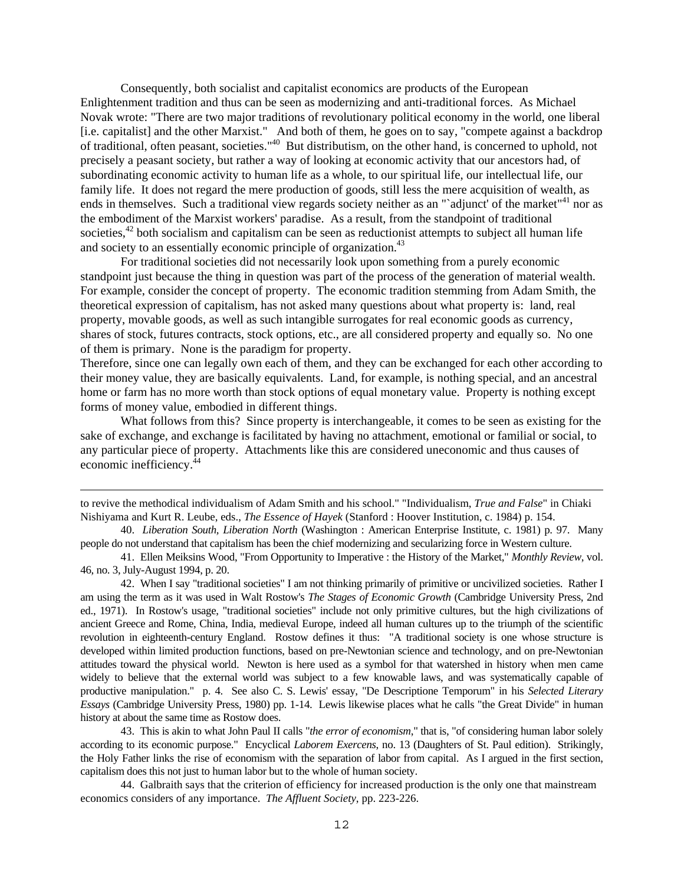Consequently, both socialist and capitalist economics are products of the European Enlightenment tradition and thus can be seen as modernizing and anti-traditional forces. As Michael Novak wrote: "There are two major traditions of revolutionary political economy in the world, one liberal [i.e. capitalist] and the other Marxist." And both of them, he goes on to say, "compete against a backdrop of traditional, often peasant, societies."[40] But distributism, on the other hand, is concerned to uphold, not precisely a peasant society, but rather a way of looking at economic activity that our ancestors had, of subordinating economic activity to human life as a whole, to our spiritual life, our intellectual life, our family life. It does not regard the mere production of goods, still less the mere acquisition of wealth, as ends in themselves. Such a traditional view regards society neither as an "`adjunct' of the market"[41] nor as the embodiment of the Marxist workers' paradise. As a result, from the standpoint of traditional societies,[42] both socialism and capitalism can be seen as reductionist attempts to subject all human life and society to an essentially economic principle of organization.[43]

For traditional societies did not necessarily look upon something from a purely economic standpoint just because the thing in question was part of the process of the generation of material wealth. For example, consider the concept of property. The economic tradition stemming from Adam Smith, the theoretical expression of capitalism, has not asked many questions about what property is: land, real property, movable goods, as well as such intangible surrogates for real economic goods as currency, shares of stock, futures contracts, stock options, etc., are all considered property and equally so. No one of them is primary. None is the paradigm for property.

Therefore, since one can legally own each of them, and they can be exchanged for each other according to their money value, they are basically equivalents. Land, for example, is nothing special, and an ancestral home or farm has no more worth than stock options of equal monetary value. Property is nothing except forms of money value, embodied in different things.

What follows from this? Since property is interchangeable, it comes to be seen as existing for the sake of exchange, and exchange is facilitated by having no attachment, emotional or familial or social, to any particular piece of property. Attachments like this are considered uneconomic and thus causes of economic inefficiency.[44]

---

to revive the methodical individualism of Adam Smith and his school." "Individualism, *True and False*" in Chiaki Nishiyama and Kurt R. Leube, eds., *The Essence of Hayek* (Stanford : Hoover Institution, c. 1984) p. 154.

40. *Liberation South, Liberation North* (Washington : American Enterprise Institute, c. 1981) p. 97. Many people do not understand that capitalism has been the chief modernizing and secularizing force in Western culture.

41. Ellen Meiksins Wood, "From Opportunity to Imperative : the History of the Market," *Monthly Review*, vol. 46, no. 3, July-August 1994, p. 20.

42. When I say "traditional societies" I am not thinking primarily of primitive or uncivilized societies. Rather I am using the term as it was used in Walt Rostow's *The Stages of Economic Growth* (Cambridge University Press, 2nd ed., 1971). In Rostow's usage, "traditional societies" include not only primitive cultures, but the high civilizations of ancient Greece and Rome, China, India, medieval Europe, indeed all human cultures up to the triumph of the scientific revolution in eighteenth-century England. Rostow defines it thus: "A traditional society is one whose structure is developed within limited production functions, based on pre-Newtonian science and technology, and on pre-Newtonian attitudes toward the physical world. Newton is here used as a symbol for that watershed in history when men came widely to believe that the external world was subject to a few knowable laws, and was systematically capable of productive manipulation." p. 4. See also C. S. Lewis' essay, "De Descriptione Temporum" in his *Selected Literary Essays* (Cambridge University Press, 1980) pp. 1-14. Lewis likewise places what he calls "the Great Divide" in human history at about the same time as Rostow does.

43. This is akin to what John Paul II calls "*the error of economism*," that is, "of considering human labor solely according to its economic purpose." Encyclical *Laborem Exercens*, no. 13 (Daughters of St. Paul edition). Strikingly, the Holy Father links the rise of economism with the separation of labor from capital. As I argued in the first section, capitalism does this not just to human labor but to the whole of human society.

44. Galbraith says that the criterion of efficiency for increased production is the only one that mainstream economics considers of any importance. *The Affluent Society*, pp. 223-226.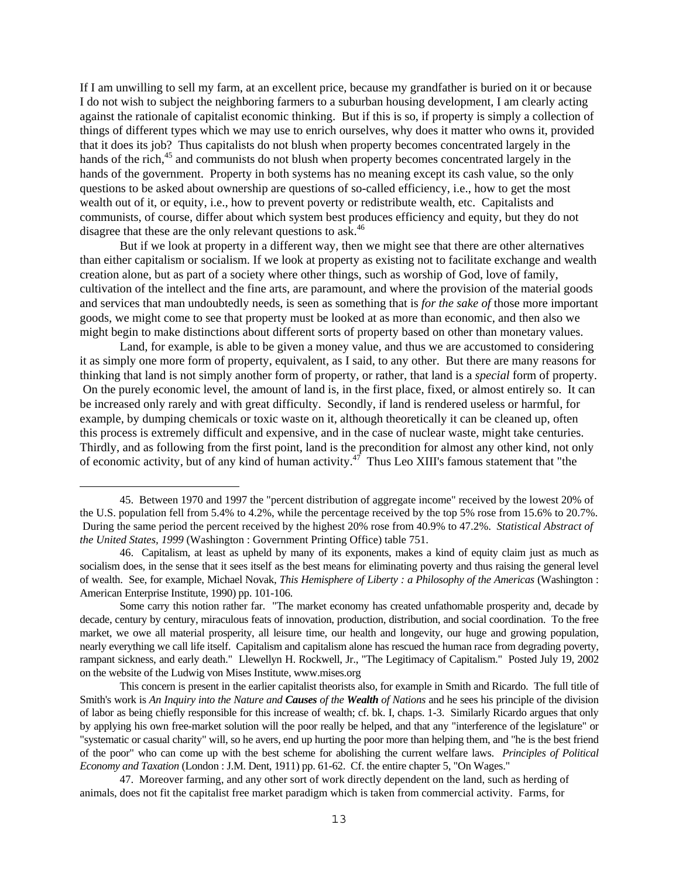If I am unwilling to sell my farm, at an excellent price, because my grandfather is buried on it or because I do not wish to subject the neighboring farmers to a suburban housing development, I am clearly acting against the rationale of capitalist economic thinking. But if this is so, if property is simply a collection of things of different types which we may use to enrich ourselves, why does it matter who owns it, provided that it does its job? Thus capitalists do not blush when property becomes concentrated largely in the hands of the rich,[45] and communists do not blush when property becomes concentrated largely in the hands of the government. Property in both systems has no meaning except its cash value, so the only questions to be asked about ownership are questions of so-called efficiency, i.e., how to get the most wealth out of it, or equity, i.e., how to prevent poverty or redistribute wealth, etc. Capitalists and communists, of course, differ about which system best produces efficiency and equity, but they do not disagree that these are the only relevant questions to ask.[46]

But if we look at property in a different way, then we might see that there are other alternatives than either capitalism or socialism. If we look at property as existing not to facilitate exchange and wealth creation alone, but as part of a society where other things, such as worship of God, love of family, cultivation of the intellect and the fine arts, are paramount, and where the provision of the material goods and services that man undoubtedly needs, is seen as something that is *for the sake of* those more important goods, we might come to see that property must be looked at as more than economic, and then also we might begin to make distinctions about different sorts of property based on other than monetary values.

Land, for example, is able to be given a money value, and thus we are accustomed to considering it as simply one more form of property, equivalent, as I said, to any other. But there are many reasons for thinking that land is not simply another form of property, or rather, that land is a *special* form of property. On the purely economic level, the amount of land is, in the first place, fixed, or almost entirely so. It can be increased only rarely and with great difficulty. Secondly, if land is rendered useless or harmful, for example, by dumping chemicals or toxic waste on it, although theoretically it can be cleaned up, often this process is extremely difficult and expensive, and in the case of nuclear waste, might take centuries. Thirdly, and as following from the first point, land is the precondition for almost any other kind, not only of economic activity, but of any kind of human activity.[47] Thus Leo XIII's famous statement that "the

---

45. Between 1970 and 1997 the "percent distribution of aggregate income" received by the lowest 20% of the U.S. population fell from 5.4% to 4.2%, while the percentage received by the top 5% rose from 15.6% to 20.7%. During the same period the percent received by the highest 20% rose from 40.9% to 47.2%. *Statistical Abstract of the United States, 1999* (Washington : Government Printing Office) table 751.

46. Capitalism, at least as upheld by many of its exponents, makes a kind of equity claim just as much as socialism does, in the sense that it sees itself as the best means for eliminating poverty and thus raising the general level of wealth. See, for example, Michael Novak, *This Hemisphere of Liberty : a Philosophy of the Americas* (Washington : American Enterprise Institute, 1990) pp. 101-106.

Some carry this notion rather far. "The market economy has created unfathomable prosperity and, decade by decade, century by century, miraculous feats of innovation, production, distribution, and social coordination. To the free market, we owe all material prosperity, all leisure time, our health and longevity, our huge and growing population, nearly everything we call life itself. Capitalism and capitalism alone has rescued the human race from degrading poverty, rampant sickness, and early death." Llewellyn H. Rockwell, Jr., "The Legitimacy of Capitalism." Posted July 19, 2002 on the website of the Ludwig von Mises Institute, www.mises.org

This concern is present in the earlier capitalist theorists also, for example in Smith and Ricardo. The full title of Smith's work is *An Inquiry into the Nature and* ***Causes*** *of the* ***Wealth*** *of Nations* and he sees his principle of the division of labor as being chiefly responsible for this increase of wealth; cf. bk. I, chaps. 1-3. Similarly Ricardo argues that only by applying his own free-market solution will the poor really be helped, and that any "interference of the legislature" or "systematic or casual charity" will, so he avers, end up hurting the poor more than helping them, and "he is the best friend of the poor" who can come up with the best scheme for abolishing the current welfare laws. *Principles of Political Economy and Taxation* (London : J.M. Dent, 1911) pp. 61-62. Cf. the entire chapter 5, "On Wages."

47. Moreover farming, and any other sort of work directly dependent on the land, such as herding of animals, does not fit the capitalist free market paradigm which is taken from commercial activity. Farms, for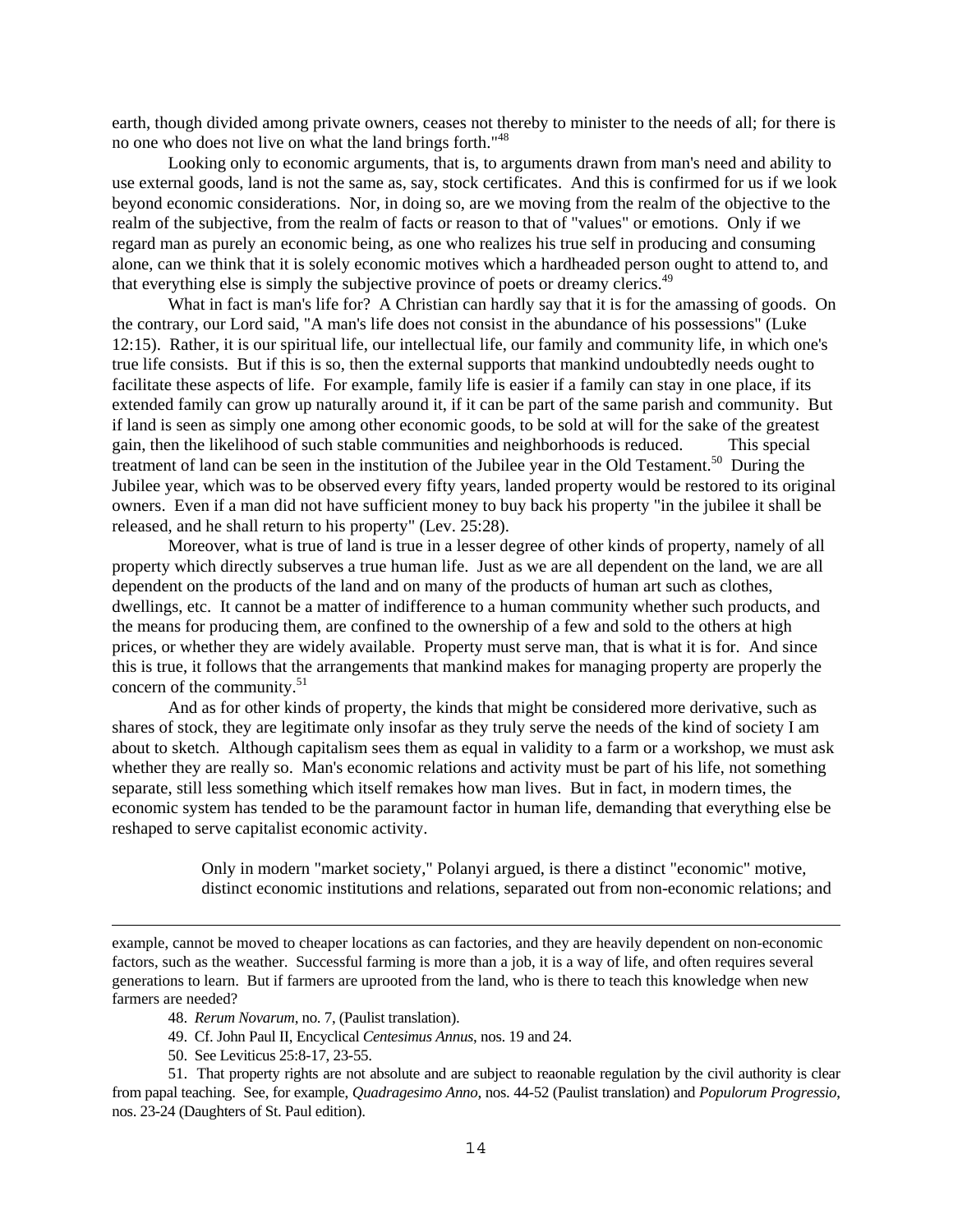earth, though divided among private owners, ceases not thereby to minister to the needs of all; for there is no one who does not live on what the land brings forth."[48]

Looking only to economic arguments, that is, to arguments drawn from man's need and ability to use external goods, land is not the same as, say, stock certificates. And this is confirmed for us if we look beyond economic considerations. Nor, in doing so, are we moving from the realm of the objective to the realm of the subjective, from the realm of facts or reason to that of "values" or emotions. Only if we regard man as purely an economic being, as one who realizes his true self in producing and consuming alone, can we think that it is solely economic motives which a hardheaded person ought to attend to, and that everything else is simply the subjective province of poets or dreamy clerics.[49]

What in fact is man's life for? A Christian can hardly say that it is for the amassing of goods. On the contrary, our Lord said, "A man's life does not consist in the abundance of his possessions" (Luke 12:15). Rather, it is our spiritual life, our intellectual life, our family and community life, in which one's true life consists. But if this is so, then the external supports that mankind undoubtedly needs ought to facilitate these aspects of life. For example, family life is easier if a family can stay in one place, if its extended family can grow up naturally around it, if it can be part of the same parish and community. But if land is seen as simply one among other economic goods, to be sold at will for the sake of the greatest gain, then the likelihood of such stable communities and neighborhoods is reduced. This special treatment of land can be seen in the institution of the Jubilee year in the Old Testament.[50] During the Jubilee year, which was to be observed every fifty years, landed property would be restored to its original owners. Even if a man did not have sufficient money to buy back his property "in the jubilee it shall be released, and he shall return to his property" (Lev. 25:28).

Moreover, what is true of land is true in a lesser degree of other kinds of property, namely of all property which directly subserves a true human life. Just as we are all dependent on the land, we are all dependent on the products of the land and on many of the products of human art such as clothes, dwellings, etc. It cannot be a matter of indifference to a human community whether such products, and the means for producing them, are confined to the ownership of a few and sold to the others at high prices, or whether they are widely available. Property must serve man, that is what it is for. And since this is true, it follows that the arrangements that mankind makes for managing property are properly the concern of the community.[51]

And as for other kinds of property, the kinds that might be considered more derivative, such as shares of stock, they are legitimate only insofar as they truly serve the needs of the kind of society I am about to sketch. Although capitalism sees them as equal in validity to a farm or a workshop, we must ask whether they are really so. Man's economic relations and activity must be part of his life, not something separate, still less something which itself remakes how man lives. But in fact, in modern times, the economic system has tended to be the paramount factor in human life, demanding that everything else be reshaped to serve capitalist economic activity.

> Only in modern "market society," Polanyi argued, is there a distinct "economic" motive, distinct economic institutions and relations, separated out from non-economic relations; and

---

example, cannot be moved to cheaper locations as can factories, and they are heavily dependent on non-economic factors, such as the weather. Successful farming is more than a job, it is a way of life, and often requires several generations to learn. But if farmers are uprooted from the land, who is there to teach this knowledge when new farmers are needed?

48. *Rerum Novarum*, no. 7, (Paulist translation).

49. Cf. John Paul II, Encyclical *Centesimus Annus*, nos. 19 and 24.

50. See Leviticus 25:8-17, 23-55.

51. That property rights are not absolute and are subject to reaonable regulation by the civil authority is clear from papal teaching. See, for example, *Quadragesimo Anno*, nos. 44-52 (Paulist translation) and *Populorum Progressio*, nos. 23-24 (Daughters of St. Paul edition).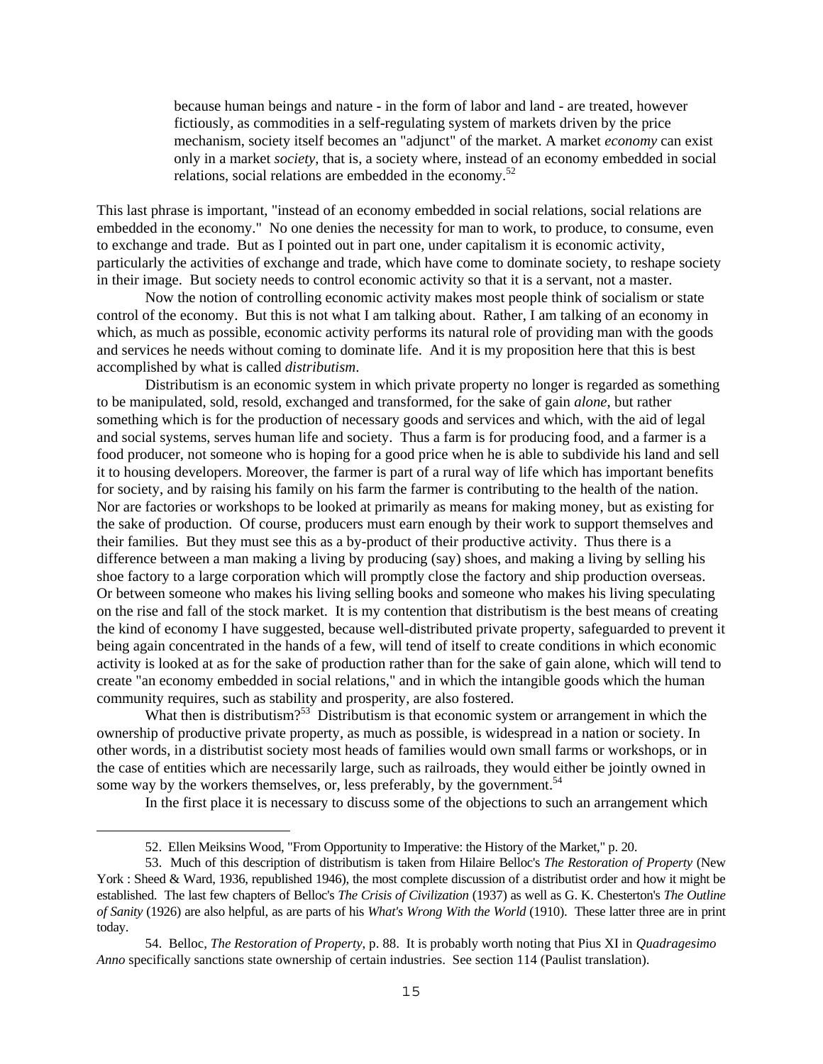> because human beings and nature - in the form of labor and land - are treated, however fictiously, as commodities in a self-regulating system of markets driven by the price mechanism, society itself becomes an "adjunct" of the market. A market *economy* can exist only in a market *society*, that is, a society where, instead of an economy embedded in social relations, social relations are embedded in the economy.[52]

This last phrase is important, "instead of an economy embedded in social relations, social relations are embedded in the economy." No one denies the necessity for man to work, to produce, to consume, even to exchange and trade. But as I pointed out in part one, under capitalism it is economic activity, particularly the activities of exchange and trade, which have come to dominate society, to reshape society in their image. But society needs to control economic activity so that it is a servant, not a master.

Now the notion of controlling economic activity makes most people think of socialism or state control of the economy. But this is not what I am talking about. Rather, I am talking of an economy in which, as much as possible, economic activity performs its natural role of providing man with the goods and services he needs without coming to dominate life. And it is my proposition here that this is best accomplished by what is called *distributism*.

Distributism is an economic system in which private property no longer is regarded as something to be manipulated, sold, resold, exchanged and transformed, for the sake of gain *alone*, but rather something which is for the production of necessary goods and services and which, with the aid of legal and social systems, serves human life and society. Thus a farm is for producing food, and a farmer is a food producer, not someone who is hoping for a good price when he is able to subdivide his land and sell it to housing developers. Moreover, the farmer is part of a rural way of life which has important benefits for society, and by raising his family on his farm the farmer is contributing to the health of the nation. Nor are factories or workshops to be looked at primarily as means for making money, but as existing for the sake of production. Of course, producers must earn enough by their work to support themselves and their families. But they must see this as a by-product of their productive activity. Thus there is a difference between a man making a living by producing (say) shoes, and making a living by selling his shoe factory to a large corporation which will promptly close the factory and ship production overseas. Or between someone who makes his living selling books and someone who makes his living speculating on the rise and fall of the stock market. It is my contention that distributism is the best means of creating the kind of economy I have suggested, because well-distributed private property, safeguarded to prevent it being again concentrated in the hands of a few, will tend of itself to create conditions in which economic activity is looked at as for the sake of production rather than for the sake of gain alone, which will tend to create "an economy embedded in social relations," and in which the intangible goods which the human community requires, such as stability and prosperity, are also fostered.

What then is distributism?[53] Distributism is that economic system or arrangement in which the ownership of productive private property, as much as possible, is widespread in a nation or society. In other words, in a distributist society most heads of families would own small farms or workshops, or in the case of entities which are necessarily large, such as railroads, they would either be jointly owned in some way by the workers themselves, or, less preferably, by the government.[54]

In the first place it is necessary to discuss some of the objections to such an arrangement which

---

52. Ellen Meiksins Wood, "From Opportunity to Imperative: the History of the Market," p. 20.

53. Much of this description of distributism is taken from Hilaire Belloc's *The Restoration of Property* (New York : Sheed & Ward, 1936, republished 1946), the most complete discussion of a distributist order and how it might be established. The last few chapters of Belloc's *The Crisis of Civilization* (1937) as well as G. K. Chesterton's *The Outline of Sanity* (1926) are also helpful, as are parts of his *What's Wrong With the World* (1910). These latter three are in print today.

54. Belloc, *The Restoration of Property,* p. 88. It is probably worth noting that Pius XI in *Quadragesimo Anno* specifically sanctions state ownership of certain industries. See section 114 (Paulist translation).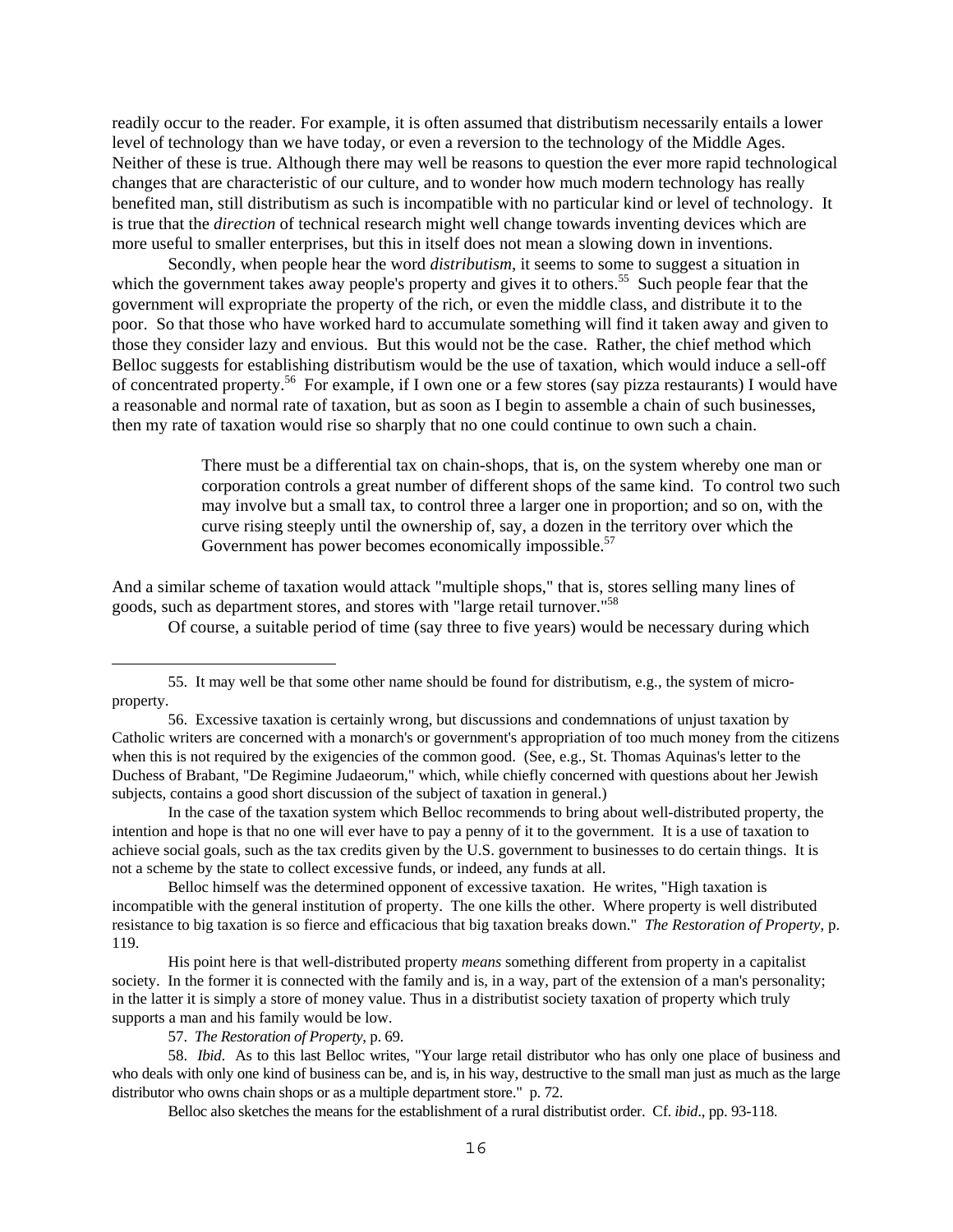readily occur to the reader. For example, it is often assumed that distributism necessarily entails a lower level of technology than we have today, or even a reversion to the technology of the Middle Ages. Neither of these is true. Although there may well be reasons to question the ever more rapid technological changes that are characteristic of our culture, and to wonder how much modern technology has really benefited man, still distributism as such is incompatible with no particular kind or level of technology. It is true that the *direction* of technical research might well change towards inventing devices which are more useful to smaller enterprises, but this in itself does not mean a slowing down in inventions.

Secondly, when people hear the word *distributism*, it seems to some to suggest a situation in which the government takes away people's property and gives it to others.[55] Such people fear that the government will expropriate the property of the rich, or even the middle class, and distribute it to the poor. So that those who have worked hard to accumulate something will find it taken away and given to those they consider lazy and envious. But this would not be the case. Rather, the chief method which Belloc suggests for establishing distributism would be the use of taxation, which would induce a sell-off of concentrated property.[56] For example, if I own one or a few stores (say pizza restaurants) I would have a reasonable and normal rate of taxation, but as soon as I begin to assemble a chain of such businesses, then my rate of taxation would rise so sharply that no one could continue to own such a chain.

> There must be a differential tax on chain-shops, that is, on the system whereby one man or corporation controls a great number of different shops of the same kind. To control two such may involve but a small tax, to control three a larger one in proportion; and so on, with the curve rising steeply until the ownership of, say, a dozen in the territory over which the Government has power becomes economically impossible.[57]

And a similar scheme of taxation would attack "multiple shops," that is, stores selling many lines of goods, such as department stores, and stores with "large retail turnover."[58]

Of course, a suitable period of time (say three to five years) would be necessary during which

---

55. It may well be that some other name should be found for distributism, e.g., the system of micro-property.

56. Excessive taxation is certainly wrong, but discussions and condemnations of unjust taxation by Catholic writers are concerned with a monarch's or government's appropriation of too much money from the citizens when this is not required by the exigencies of the common good. (See, e.g., St. Thomas Aquinas's letter to the Duchess of Brabant, "De Regimine Judaeorum," which, while chiefly concerned with questions about her Jewish subjects, contains a good short discussion of the subject of taxation in general.)

In the case of the taxation system which Belloc recommends to bring about well-distributed property, the intention and hope is that no one will ever have to pay a penny of it to the government. It is a use of taxation to achieve social goals, such as the tax credits given by the U.S. government to businesses to do certain things. It is not a scheme by the state to collect excessive funds, or indeed, any funds at all.

Belloc himself was the determined opponent of excessive taxation. He writes, "High taxation is incompatible with the general institution of property. The one kills the other. Where property is well distributed resistance to big taxation is so fierce and efficacious that big taxation breaks down." *The Restoration of Property*, p. 119.

His point here is that well-distributed property *means* something different from property in a capitalist society. In the former it is connected with the family and is, in a way, part of the extension of a man's personality; in the latter it is simply a store of money value. Thus in a distributist society taxation of property which truly supports a man and his family would be low.

57. *The Restoration of Property*, p. 69.

58. *Ibid*. As to this last Belloc writes, "Your large retail distributor who has only one place of business and who deals with only one kind of business can be, and is, in his way, destructive to the small man just as much as the large distributor who owns chain shops or as a multiple department store." p. 72.

Belloc also sketches the means for the establishment of a rural distributist order. Cf. *ibid*., pp. 93-118.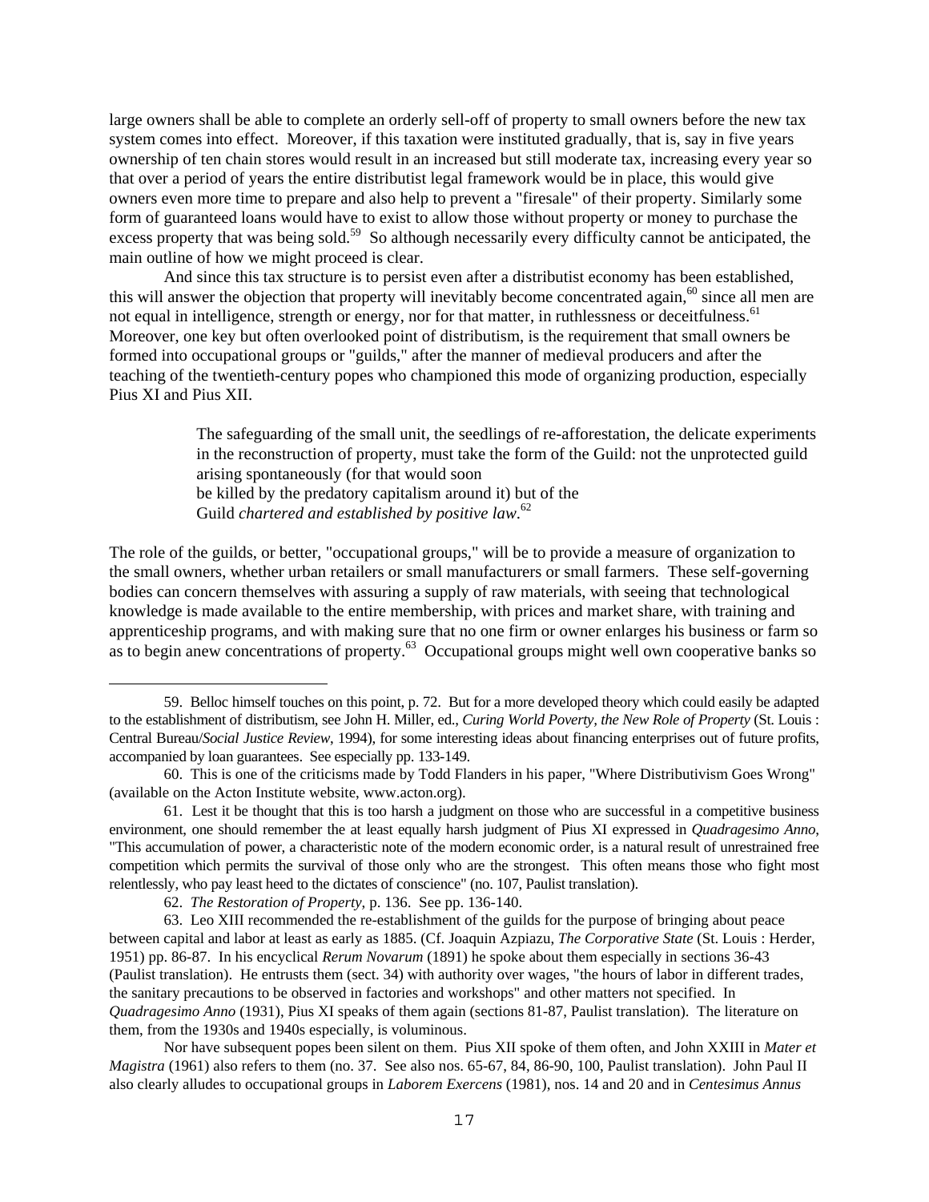large owners shall be able to complete an orderly sell-off of property to small owners before the new tax system comes into effect. Moreover, if this taxation were instituted gradually, that is, say in five years ownership of ten chain stores would result in an increased but still moderate tax, increasing every year so that over a period of years the entire distributist legal framework would be in place, this would give owners even more time to prepare and also help to prevent a "firesale" of their property. Similarly some form of guaranteed loans would have to exist to allow those without property or money to purchase the excess property that was being sold.[59] So although necessarily every difficulty cannot be anticipated, the main outline of how we might proceed is clear.

And since this tax structure is to persist even after a distributist economy has been established, this will answer the objection that property will inevitably become concentrated again,[60] since all men are not equal in intelligence, strength or energy, nor for that matter, in ruthlessness or deceitfulness.[61] Moreover, one key but often overlooked point of distributism, is the requirement that small owners be formed into occupational groups or "guilds," after the manner of medieval producers and after the teaching of the twentieth-century popes who championed this mode of organizing production, especially Pius XI and Pius XII.

> The safeguarding of the small unit, the seedlings of re-afforestation, the delicate experiments in the reconstruction of property, must take the form of the Guild: not the unprotected guild arising spontaneously (for that would soon be killed by the predatory capitalism around it) but of the Guild *chartered and established by positive law*.[62]

The role of the guilds, or better, "occupational groups," will be to provide a measure of organization to the small owners, whether urban retailers or small manufacturers or small farmers. These self-governing bodies can concern themselves with assuring a supply of raw materials, with seeing that technological knowledge is made available to the entire membership, with prices and market share, with training and apprenticeship programs, and with making sure that no one firm or owner enlarges his business or farm so as to begin anew concentrations of property.[63] Occupational groups might well own cooperative banks so

---

59. Belloc himself touches on this point, p. 72. But for a more developed theory which could easily be adapted to the establishment of distributism, see John H. Miller, ed., *Curing World Poverty, the New Role of Property* (St. Louis : Central Bureau/*Social Justice Review*, 1994), for some interesting ideas about financing enterprises out of future profits, accompanied by loan guarantees. See especially pp. 133-149.

60. This is one of the criticisms made by Todd Flanders in his paper, "Where Distributivism Goes Wrong" (available on the Acton Institute website, www.acton.org).

61. Lest it be thought that this is too harsh a judgment on those who are successful in a competitive business environment, one should remember the at least equally harsh judgment of Pius XI expressed in *Quadragesimo Anno*, "This accumulation of power, a characteristic note of the modern economic order, is a natural result of unrestrained free competition which permits the survival of those only who are the strongest. This often means those who fight most relentlessly, who pay least heed to the dictates of conscience" (no. 107, Paulist translation).

62. *The Restoration of Property*, p. 136. See pp. 136-140.

63. Leo XIII recommended the re-establishment of the guilds for the purpose of bringing about peace between capital and labor at least as early as 1885. (Cf. Joaquin Azpiazu, *The Corporative State* (St. Louis : Herder, 1951) pp. 86-87. In his encyclical *Rerum Novarum* (1891) he spoke about them especially in sections 36-43 (Paulist translation). He entrusts them (sect. 34) with authority over wages, "the hours of labor in different trades, the sanitary precautions to be observed in factories and workshops" and other matters not specified. In *Quadragesimo Anno* (1931), Pius XI speaks of them again (sections 81-87, Paulist translation). The literature on them, from the 1930s and 1940s especially, is voluminous.

Nor have subsequent popes been silent on them. Pius XII spoke of them often, and John XXIII in *Mater et Magistra* (1961) also refers to them (no. 37. See also nos. 65-67, 84, 86-90, 100, Paulist translation). John Paul II also clearly alludes to occupational groups in *Laborem Exercens* (1981), nos. 14 and 20 and in *Centesimus Annus*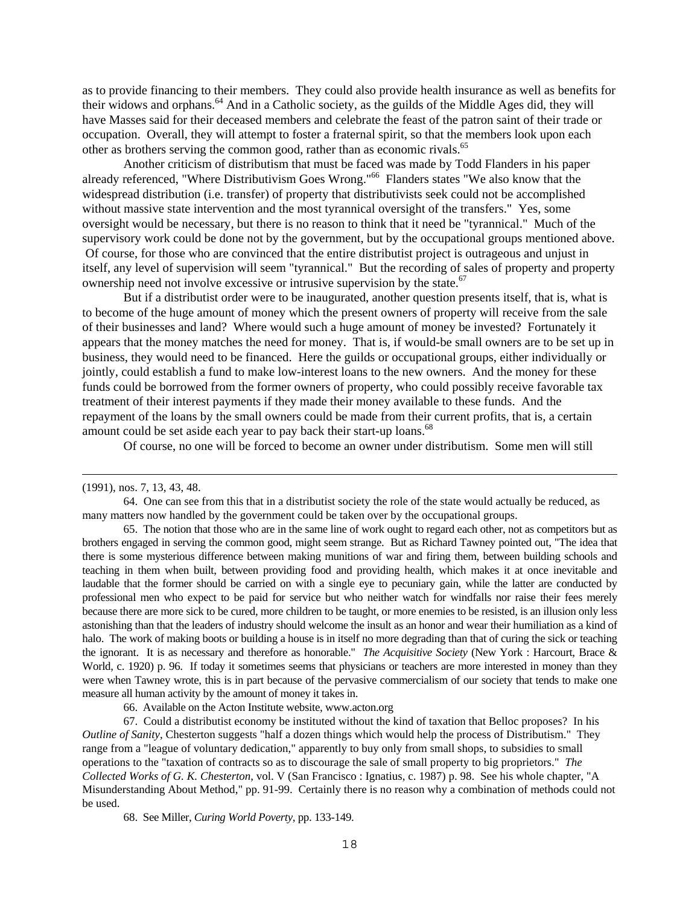as to provide financing to their members. They could also provide health insurance as well as benefits for their widows and orphans.[64] And in a Catholic society, as the guilds of the Middle Ages did, they will have Masses said for their deceased members and celebrate the feast of the patron saint of their trade or occupation. Overall, they will attempt to foster a fraternal spirit, so that the members look upon each other as brothers serving the common good, rather than as economic rivals.[65]

Another criticism of distributism that must be faced was made by Todd Flanders in his paper already referenced, "Where Distributivism Goes Wrong."[66] Flanders states "We also know that the widespread distribution (i.e. transfer) of property that distributivists seek could not be accomplished without massive state intervention and the most tyrannical oversight of the transfers." Yes, some oversight would be necessary, but there is no reason to think that it need be "tyrannical." Much of the supervisory work could be done not by the government, but by the occupational groups mentioned above. Of course, for those who are convinced that the entire distributist project is outrageous and unjust in itself, any level of supervision will seem "tyrannical." But the recording of sales of property and property ownership need not involve excessive or intrusive supervision by the state.[67]

But if a distributist order were to be inaugurated, another question presents itself, that is, what is to become of the huge amount of money which the present owners of property will receive from the sale of their businesses and land? Where would such a huge amount of money be invested? Fortunately it appears that the money matches the need for money. That is, if would-be small owners are to be set up in business, they would need to be financed. Here the guilds or occupational groups, either individually or jointly, could establish a fund to make low-interest loans to the new owners. And the money for these funds could be borrowed from the former owners of property, who could possibly receive favorable tax treatment of their interest payments if they made their money available to these funds. And the repayment of the loans by the small owners could be made from their current profits, that is, a certain amount could be set aside each year to pay back their start-up loans.[68]

Of course, no one will be forced to become an owner under distributism. Some men will still

---

(1991), nos. 7, 13, 43, 48.

64. One can see from this that in a distributist society the role of the state would actually be reduced, as many matters now handled by the government could be taken over by the occupational groups.

65. The notion that those who are in the same line of work ought to regard each other, not as competitors but as brothers engaged in serving the common good, might seem strange. But as Richard Tawney pointed out, "The idea that there is some mysterious difference between making munitions of war and firing them, between building schools and teaching in them when built, between providing food and providing health, which makes it at once inevitable and laudable that the former should be carried on with a single eye to pecuniary gain, while the latter are conducted by professional men who expect to be paid for service but who neither watch for windfalls nor raise their fees merely because there are more sick to be cured, more children to be taught, or more enemies to be resisted, is an illusion only less astonishing than that the leaders of industry should welcome the insult as an honor and wear their humiliation as a kind of halo. The work of making boots or building a house is in itself no more degrading than that of curing the sick or teaching the ignorant. It is as necessary and therefore as honorable." *The Acquisitive Society* (New York : Harcourt, Brace & World, c. 1920) p. 96. If today it sometimes seems that physicians or teachers are more interested in money than they were when Tawney wrote, this is in part because of the pervasive commercialism of our society that tends to make one measure all human activity by the amount of money it takes in.

66. Available on the Acton Institute website, www.acton.org

67. Could a distributist economy be instituted without the kind of taxation that Belloc proposes? In his *Outline of Sanity*, Chesterton suggests "half a dozen things which would help the process of Distributism." They range from a "league of voluntary dedication," apparently to buy only from small shops, to subsidies to small operations to the "taxation of contracts so as to discourage the sale of small property to big proprietors." *The Collected Works of G. K. Chesterton*, vol. V (San Francisco : Ignatius, c. 1987) p. 98. See his whole chapter, "A Misunderstanding About Method," pp. 91-99. Certainly there is no reason why a combination of methods could not be used.

68. See Miller, *Curing World Poverty*, pp. 133-149.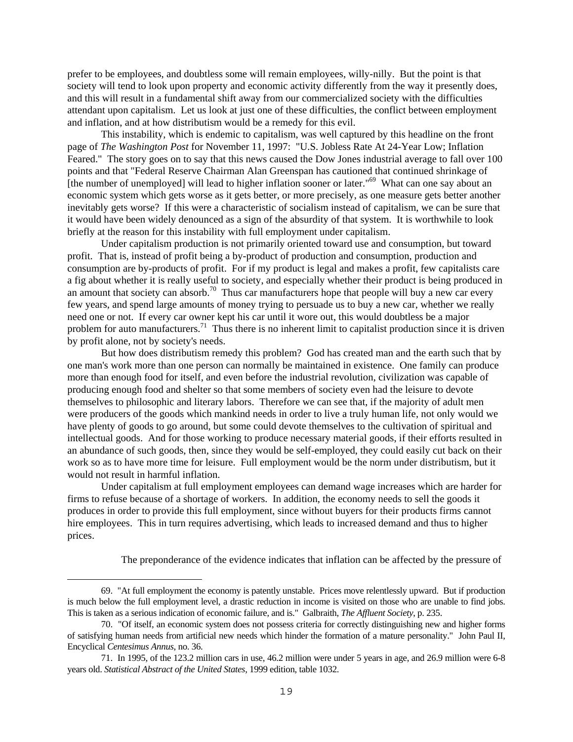prefer to be employees, and doubtless some will remain employees, willy-nilly. But the point is that society will tend to look upon property and economic activity differently from the way it presently does, and this will result in a fundamental shift away from our commercialized society with the difficulties attendant upon capitalism. Let us look at just one of these difficulties, the conflict between employment and inflation, and at how distributism would be a remedy for this evil.

This instability, which is endemic to capitalism, was well captured by this headline on the front page of *The Washington Post* for November 11, 1997: "U.S. Jobless Rate At 24-Year Low; Inflation Feared." The story goes on to say that this news caused the Dow Jones industrial average to fall over 100 points and that "Federal Reserve Chairman Alan Greenspan has cautioned that continued shrinkage of [the number of unemployed] will lead to higher inflation sooner or later."[69] What can one say about an economic system which gets worse as it gets better, or more precisely, as one measure gets better another inevitably gets worse? If this were a characteristic of socialism instead of capitalism, we can be sure that it would have been widely denounced as a sign of the absurdity of that system. It is worthwhile to look briefly at the reason for this instability with full employment under capitalism.

Under capitalism production is not primarily oriented toward use and consumption, but toward profit. That is, instead of profit being a by-product of production and consumption, production and consumption are by-products of profit. For if my product is legal and makes a profit, few capitalists care a fig about whether it is really useful to society, and especially whether their product is being produced in an amount that society can absorb.[70] Thus car manufacturers hope that people will buy a new car every few years, and spend large amounts of money trying to persuade us to buy a new car, whether we really need one or not. If every car owner kept his car until it wore out, this would doubtless be a major problem for auto manufacturers.[71] Thus there is no inherent limit to capitalist production since it is driven by profit alone, not by society's needs.

But how does distributism remedy this problem? God has created man and the earth such that by one man's work more than one person can normally be maintained in existence. One family can produce more than enough food for itself, and even before the industrial revolution, civilization was capable of producing enough food and shelter so that some members of society even had the leisure to devote themselves to philosophic and literary labors. Therefore we can see that, if the majority of adult men were producers of the goods which mankind needs in order to live a truly human life, not only would we have plenty of goods to go around, but some could devote themselves to the cultivation of spiritual and intellectual goods. And for those working to produce necessary material goods, if their efforts resulted in an abundance of such goods, then, since they would be self-employed, they could easily cut back on their work so as to have more time for leisure. Full employment would be the norm under distributism, but it would not result in harmful inflation.

Under capitalism at full employment employees can demand wage increases which are harder for firms to refuse because of a shortage of workers. In addition, the economy needs to sell the goods it produces in order to provide this full employment, since without buyers for their products firms cannot hire employees. This in turn requires advertising, which leads to increased demand and thus to higher prices.

> The preponderance of the evidence indicates that inflation can be affected by the pressure of

---

69. "At full employment the economy is patently unstable. Prices move relentlessly upward. But if production is much below the full employment level, a drastic reduction in income is visited on those who are unable to find jobs. This is taken as a serious indication of economic failure, and is." Galbraith, *The Affluent Society*, p. 235.

70. "Of itself, an economic system does not possess criteria for correctly distinguishing new and higher forms of satisfying human needs from artificial new needs which hinder the formation of a mature personality." John Paul II, Encyclical *Centesimus Annus*, no. 36.

71. In 1995, of the 123.2 million cars in use, 46.2 million were under 5 years in age, and 26.9 million were 6-8 years old. *Statistical Abstract of the United States*, 1999 edition, table 1032.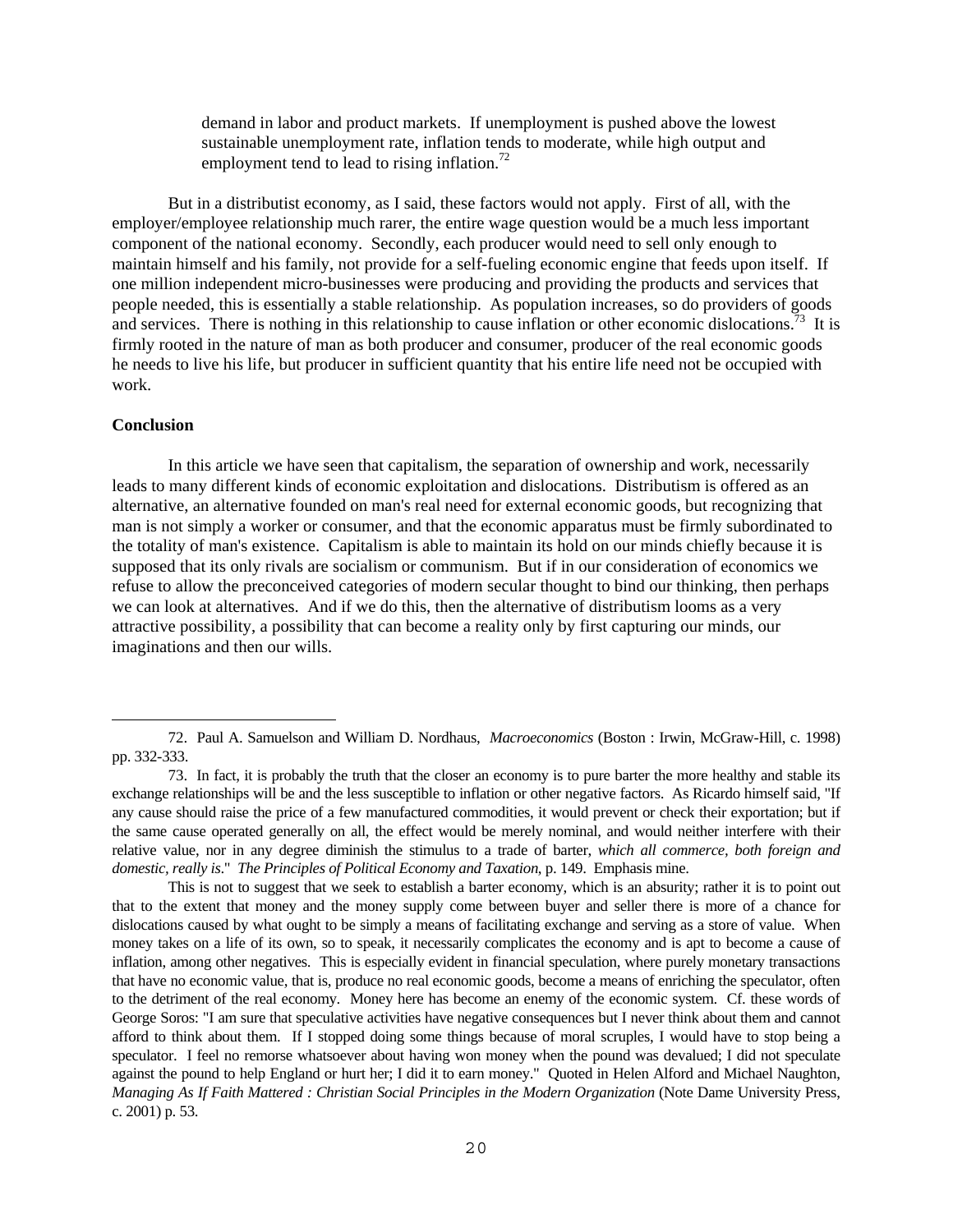> demand in labor and product markets. If unemployment is pushed above the lowest sustainable unemployment rate, inflation tends to moderate, while high output and employment tend to lead to rising inflation.[72]

But in a distributist economy, as I said, these factors would not apply. First of all, with the employer/employee relationship much rarer, the entire wage question would be a much less important component of the national economy. Secondly, each producer would need to sell only enough to maintain himself and his family, not provide for a self-fueling economic engine that feeds upon itself. If one million independent micro-businesses were producing and providing the products and services that people needed, this is essentially a stable relationship. As population increases, so do providers of goods and services. There is nothing in this relationship to cause inflation or other economic dislocations.[73] It is firmly rooted in the nature of man as both producer and consumer, producer of the real economic goods he needs to live his life, but producer in sufficient quantity that his entire life need not be occupied with work.

**Conclusion**

In this article we have seen that capitalism, the separation of ownership and work, necessarily leads to many different kinds of economic exploitation and dislocations. Distributism is offered as an alternative, an alternative founded on man's real need for external economic goods, but recognizing that man is not simply a worker or consumer, and that the economic apparatus must be firmly subordinated to the totality of man's existence. Capitalism is able to maintain its hold on our minds chiefly because it is supposed that its only rivals are socialism or communism. But if in our consideration of economics we refuse to allow the preconceived categories of modern secular thought to bind our thinking, then perhaps we can look at alternatives. And if we do this, then the alternative of distributism looms as a very attractive possibility, a possibility that can become a reality only by first capturing our minds, our imaginations and then our wills.

---

72. Paul A. Samuelson and William D. Nordhaus, *Macroeconomics* (Boston : Irwin, McGraw-Hill, c. 1998) pp. 332-333.

73. In fact, it is probably the truth that the closer an economy is to pure barter the more healthy and stable its exchange relationships will be and the less susceptible to inflation or other negative factors. As Ricardo himself said, "If any cause should raise the price of a few manufactured commodities, it would prevent or check their exportation; but if the same cause operated generally on all, the effect would be merely nominal, and would neither interfere with their relative value, nor in any degree diminish the stimulus to a trade of barter, *which all commerce, both foreign and domestic, really is*." *The Principles of Political Economy and Taxation*, p. 149. Emphasis mine.

This is not to suggest that we seek to establish a barter economy, which is an absurity; rather it is to point out that to the extent that money and the money supply come between buyer and seller there is more of a chance for dislocations caused by what ought to be simply a means of facilitating exchange and serving as a store of value. When money takes on a life of its own, so to speak, it necessarily complicates the economy and is apt to become a cause of inflation, among other negatives. This is especially evident in financial speculation, where purely monetary transactions that have no economic value, that is, produce no real economic goods, become a means of enriching the speculator, often to the detriment of the real economy. Money here has become an enemy of the economic system. Cf. these words of George Soros: "I am sure that speculative activities have negative consequences but I never think about them and cannot afford to think about them. If I stopped doing some things because of moral scruples, I would have to stop being a speculator. I feel no remorse whatsoever about having won money when the pound was devalued; I did not speculate against the pound to help England or hurt her; I did it to earn money." Quoted in Helen Alford and Michael Naughton, *Managing As If Faith Mattered : Christian Social Principles in the Modern Organization* (Note Dame University Press, c. 2001) p. 53.